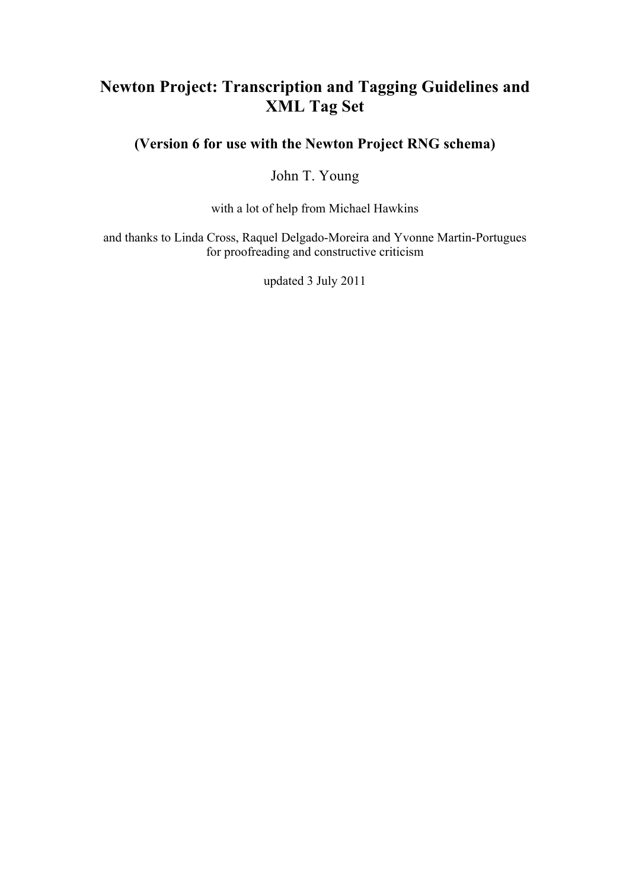# Newton Project: Transcription and Tagging Guidelines and XML Tag Set

## (Version 6 for use with the Newton Project RNG schema)

John T. Young

with a lot of help from Michael Hawkins

and thanks to Linda Cross, Raquel Delgado-Moreira and Yvonne Martin-Portugues for proofreading and constructive criticism

updated 3 July 2011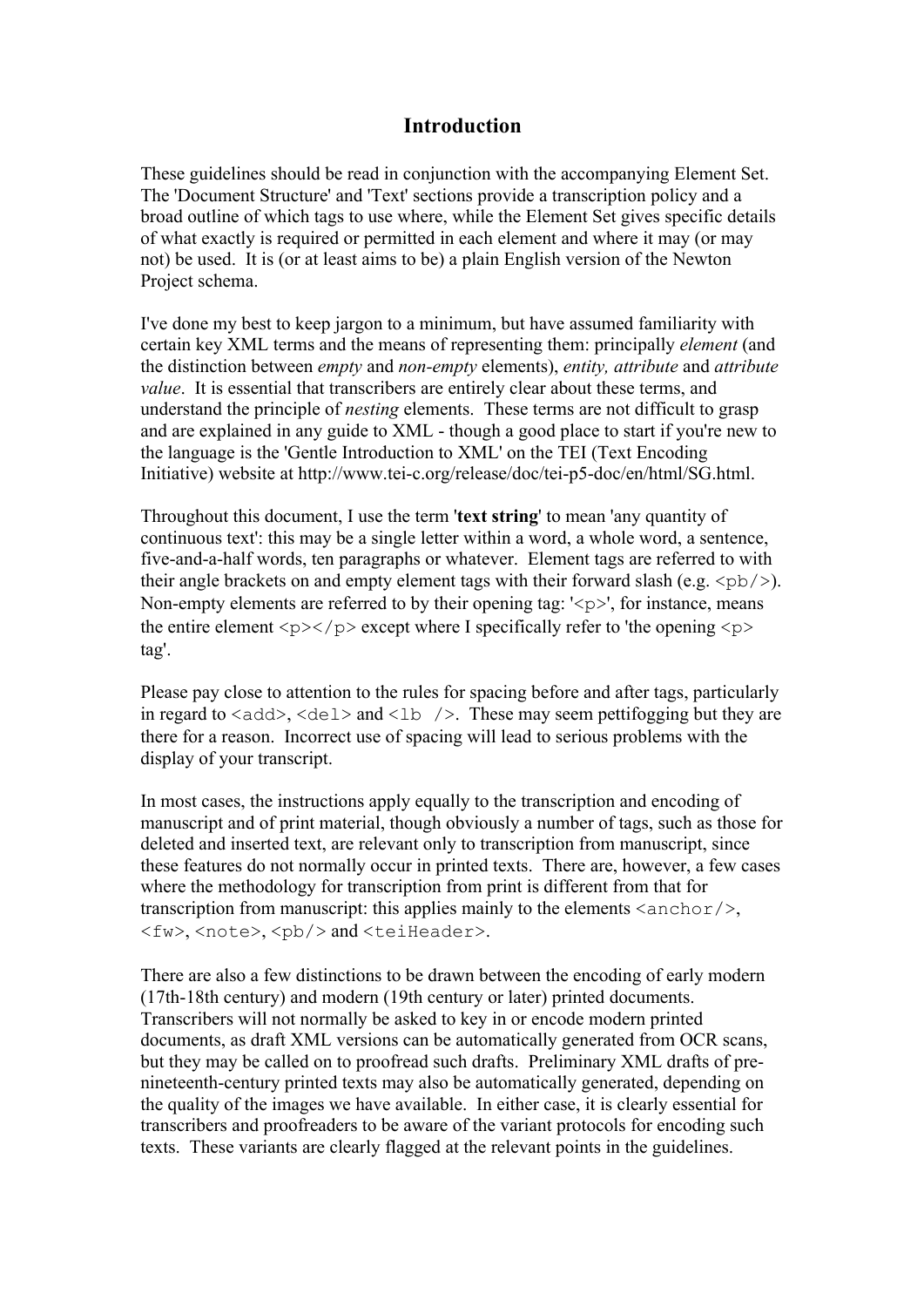# Introduction

These guidelines should be read in conjunction with the accompanying Element Set. The 'Document Structure' and 'Text' sections provide a transcription policy and a broad outline of which tags to use where, while the Element Set gives specific details of what exactly is required or permitted in each element and where it may (or may not) be used. It is (or at least aims to be) a plain English version of the Newton Project schema.

I've done my best to keep jargon to a minimum, but have assumed familiarity with certain key XML terms and the means of representing them: principally *element* (and the distinction between *empty* and *non-empty* elements), *entity, attribute* and *attribute value*. It is essential that transcribers are entirely clear about these terms, and understand the principle of *nesting* elements. These terms are not difficult to grasp and are explained in any guide to XML - though a good place to start if you're new to the language is the 'Gentle Introduction to XML' on the TEI (Text Encoding Initiative) website at http://www.tei-c.org/release/doc/tei-p5-doc/en/html/SG.html.

Throughout this document, I use the term '**text string**' to mean 'any quantity of continuous text': this may be a single letter within a word, a whole word, a sentence, five-and-a-half words, ten paragraphs or whatever. Element tags are referred to with their angle brackets on and empty element tags with their forward slash (e.g. `<pb/>`). Non-empty elements are referred to by their opening tag: '`<p>`', for instance, means the entire element `<p></p>` except where I specifically refer to 'the opening `<p>` tag'.

Please pay close to attention to the rules for spacing before and after tags, particularly in regard to `<add>`, `<del>` and `<lb />`. These may seem pettifogging but they are there for a reason. Incorrect use of spacing will lead to serious problems with the display of your transcript.

In most cases, the instructions apply equally to the transcription and encoding of manuscript and of print material, though obviously a number of tags, such as those for deleted and inserted text, are relevant only to transcription from manuscript, since these features do not normally occur in printed texts. There are, however, a few cases where the methodology for transcription from print is different from that for transcription from manuscript: this applies mainly to the elements `<anchor/>`, `<fw>`, `<note>`, `<pb/>` and `<teiHeader>`.

There are also a few distinctions to be drawn between the encoding of early modern (17th-18th century) and modern (19th century or later) printed documents. Transcribers will not normally be asked to key in or encode modern printed documents, as draft XML versions can be automatically generated from OCR scans, but they may be called on to proofread such drafts. Preliminary XML drafts of pre-nineteenth-century printed texts may also be automatically generated, depending on the quality of the images we have available. In either case, it is clearly essential for transcribers and proofreaders to be aware of the variant protocols for encoding such texts. These variants are clearly flagged at the relevant points in the guidelines.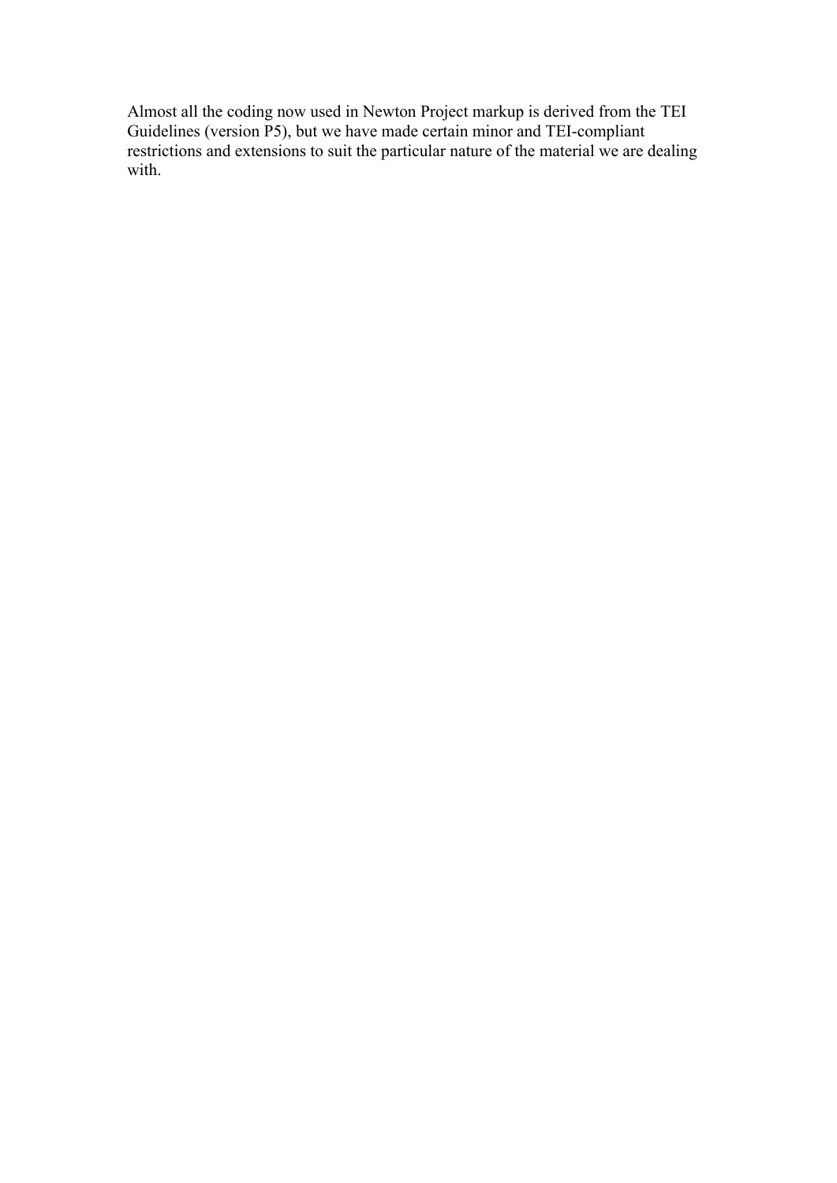Almost all the coding now used in Newton Project markup is derived from the TEI Guidelines (version P5), but we have made certain minor and TEI-compliant restrictions and extensions to suit the particular nature of the material we are dealing with.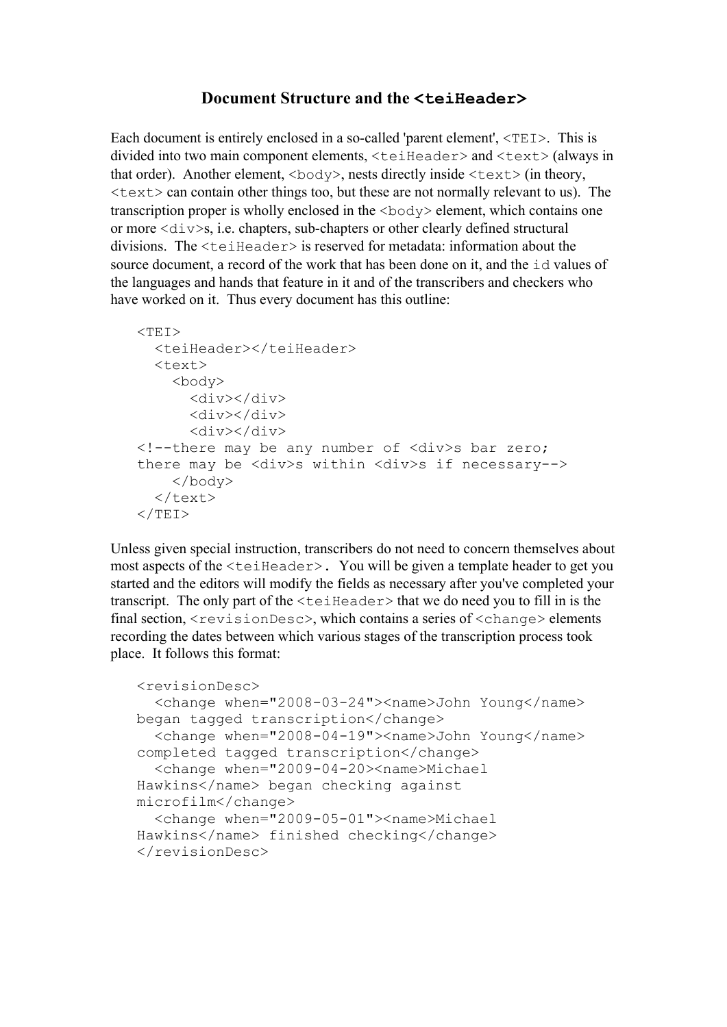## Document Structure and the `<teiHeader>`

Each document is entirely enclosed in a so-called 'parent element', `<TEI>`. This is divided into two main component elements, `<teiHeader>` and `<text>` (always in that order). Another element, `<body>`, nests directly inside `<text>` (in theory, `<text>` can contain other things too, but these are not normally relevant to us). The transcription proper is wholly enclosed in the `<body>` element, which contains one or more `<div>`s, i.e. chapters, sub-chapters or other clearly defined structural divisions. The `<teiHeader>` is reserved for metadata: information about the source document, a record of the work that has been done on it, and the `id` values of the languages and hands that feature in it and of the transcribers and checkers who have worked on it. Thus every document has this outline:

```
<TEI>
  <teiHeader></teiHeader>
  <text>
    <body>
      <div></div>
      <div></div>
      <div></div>
<!--there may be any number of <div>s bar zero;
there may be <div>s within <div>s if necessary-->
    </body>
  </text>
</TEI>
```

Unless given special instruction, transcribers do not need to concern themselves about most aspects of the `<teiHeader>`. You will be given a template header to get you started and the editors will modify the fields as necessary after you've completed your transcript. The only part of the `<teiHeader>` that we do need you to fill in is the final section, `<revisionDesc>`, which contains a series of `<change>` elements recording the dates between which various stages of the transcription process took place. It follows this format:

```
<revisionDesc>
  <change when="2008-03-24"><name>John Young</name>
began tagged transcription</change>
  <change when="2008-04-19"><name>John Young</name>
completed tagged transcription</change>
  <change when="2009-04-20><name>Michael
Hawkins</name> began checking against
microfilm</change>
  <change when="2009-05-01"><name>Michael
Hawkins</name> finished checking</change>
</revisionDesc>
```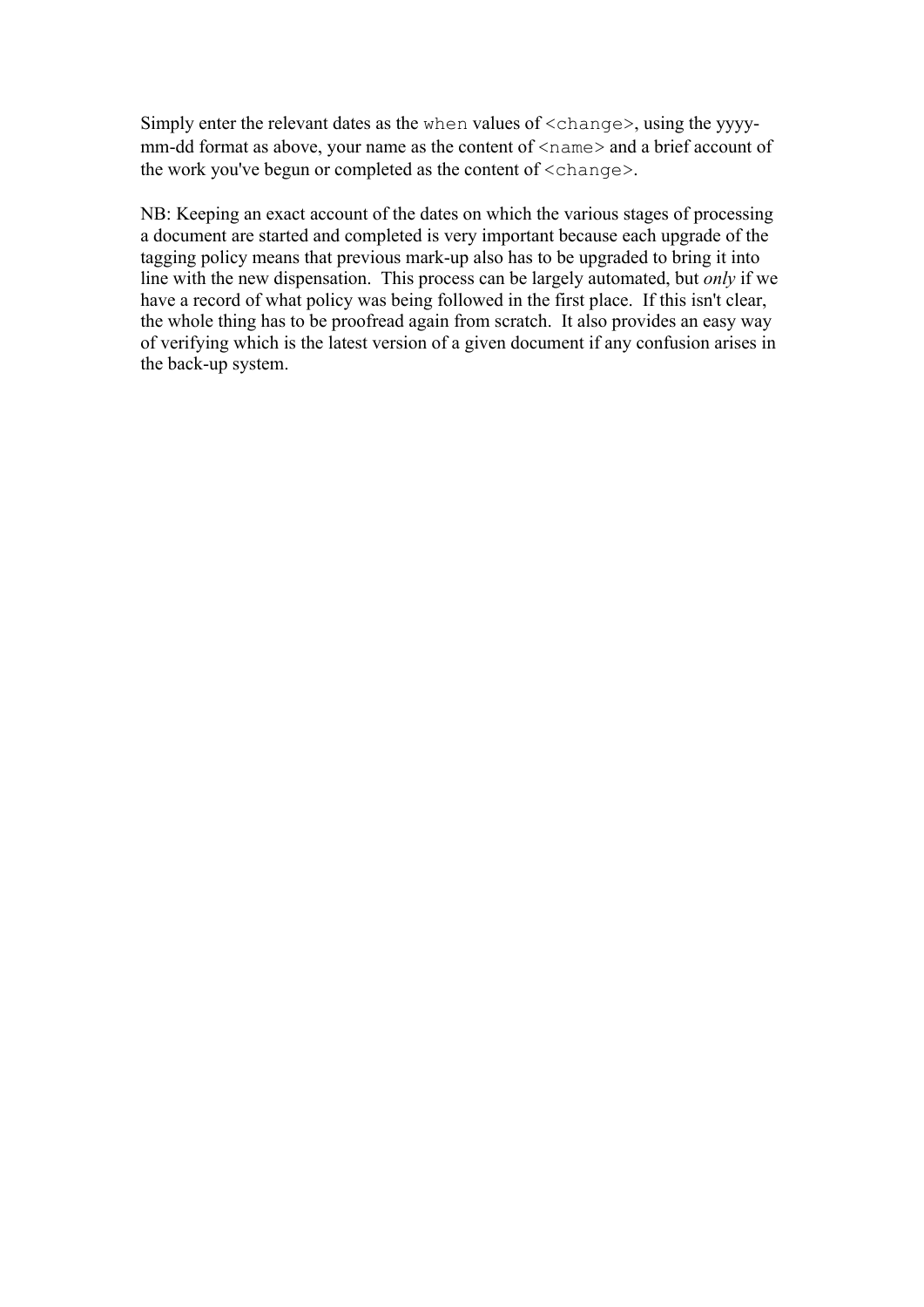Simply enter the relevant dates as the `when` values of `<change>`, using the yyyy-mm-dd format as above, your name as the content of `<name>` and a brief account of the work you've begun or completed as the content of `<change>`.

NB: Keeping an exact account of the dates on which the various stages of processing a document are started and completed is very important because each upgrade of the tagging policy means that previous mark-up also has to be upgraded to bring it into line with the new dispensation. This process can be largely automated, but *only* if we have a record of what policy was being followed in the first place. If this isn't clear, the whole thing has to be proofread again from scratch. It also provides an easy way of verifying which is the latest version of a given document if any confusion arises in the back-up system.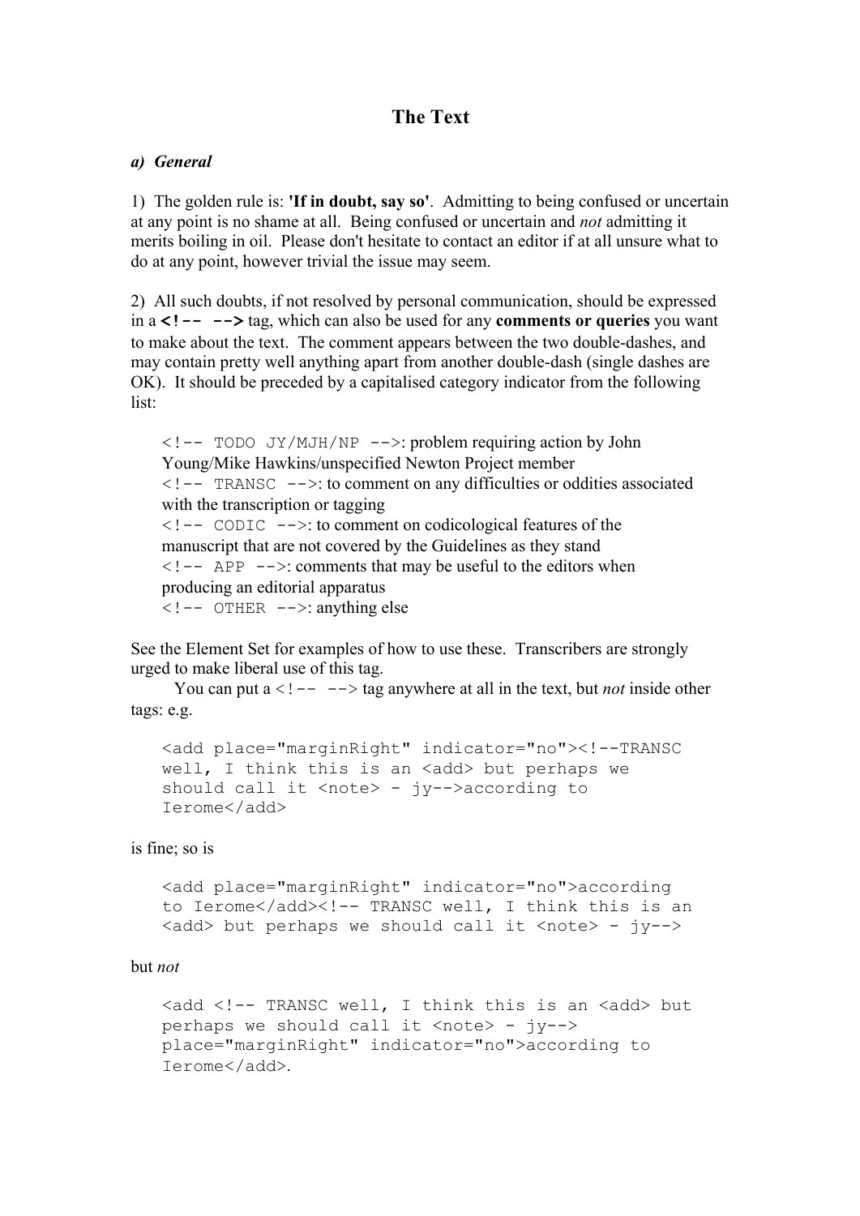# The Text

***a) General***

1) The golden rule is: **'If in doubt, say so'**. Admitting to being confused or uncertain at any point is no shame at all. Being confused or uncertain and *not* admitting it merits boiling in oil. Please don't hesitate to contact an editor if at all unsure what to do at any point, however trivial the issue may seem.

2) All such doubts, if not resolved by personal communication, should be expressed in a **`<!-- -->`** tag, which can also be used for any **comments or queries** you want to make about the text. The comment appears between the two double-dashes, and may contain pretty well anything apart from another double-dash (single dashes are OK). It should be preceded by a capitalised category indicator from the following list:

> `<!-- TODO JY/MJH/NP -->`: problem requiring action by John Young/Mike Hawkins/unspecified Newton Project member
> `<!-- TRANSC -->`: to comment on any difficulties or oddities associated with the transcription or tagging
> `<!-- CODIC -->`: to comment on codicological features of the manuscript that are not covered by the Guidelines as they stand
> `<!-- APP -->`: comments that may be useful to the editors when producing an editorial apparatus
> `<!-- OTHER -->`: anything else

See the Element Set for examples of how to use these. Transcribers are strongly urged to make liberal use of this tag.

You can put a `<!-- -->` tag anywhere at all in the text, but *not* inside other tags: e.g.

```
<add place="marginRight" indicator="no"><!--TRANSC
well, I think this is an <add> but perhaps we
should call it <note> - jy-->according to
Ierome</add>
```

is fine; so is

```
<add place="marginRight" indicator="no">according
to Ierome</add><!-- TRANSC well, I think this is an
<add> but perhaps we should call it <note> - jy-->
```

but *not*

```
<add <!-- TRANSC well, I think this is an <add> but
perhaps we should call it <note> - jy-->
place="marginRight" indicator="no">according to
Ierome</add>.
```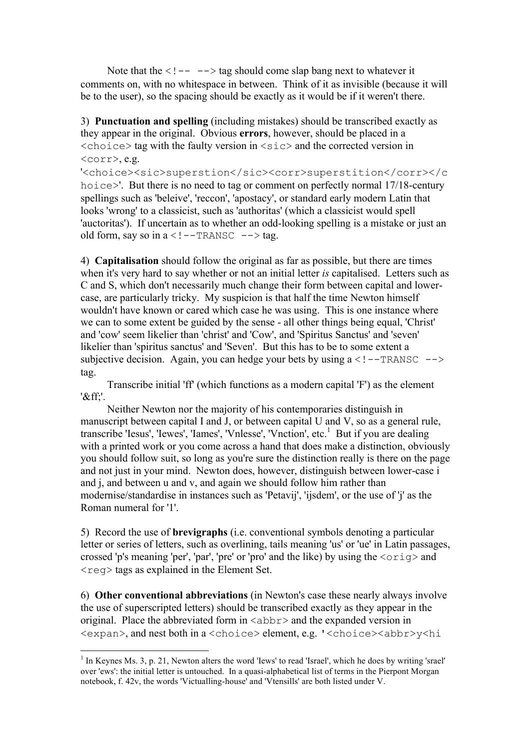Note that the `<!-- -->` tag should come slap bang next to whatever it comments on, with no whitespace in between. Think of it as invisible (because it will be to the user), so the spacing should be exactly as it would be if it weren't there.

3) **Punctuation and spelling** (including mistakes) should be transcribed exactly as they appear in the original. Obvious **errors**, however, should be placed in a `<choice>` tag with the faulty version in `<sic>` and the corrected version in `<corr>`, e.g. '`<choice><sic>superstion</sic><corr>superstition</corr></choice>`'. But there is no need to tag or comment on perfectly normal 17/18-century spellings such as 'beleive', 'reccon', 'apostacy', or standard early modern Latin that looks 'wrong' to a classicist, such as 'authoritas' (which a classicist would spell 'auctoritas'). If uncertain as to whether an odd-looking spelling is a mistake or just an old form, say so in a `<!--TRANSC -->` tag.

4) **Capitalisation** should follow the original as far as possible, but there are times when it's very hard to say whether or not an initial letter *is* capitalised. Letters such as C and S, which don't necessarily much change their form between capital and lower-case, are particularly tricky. My suspicion is that half the time Newton himself wouldn't have known or cared which case he was using. This is one instance where we can to some extent be guided by the sense - all other things being equal, 'Christ' and 'cow' seem likelier than 'christ' and 'Cow', and 'Spiritus Sanctus' and 'seven' likelier than 'spiritus sanctus' and 'Seven'. But this has to be to some extent a subjective decision. Again, you can hedge your bets by using a `<!--TRANSC -->` tag.

Transcribe initial 'ff' (which functions as a modern capital 'F') as the element '&ff;'.

Neither Newton nor the majority of his contemporaries distinguish in manuscript between capital I and J, or between capital U and V, so as a general rule, transcribe 'Iesus', 'Iewes', 'Iames', 'Vnlesse', 'Vnction', etc.[1] But if you are dealing with a printed work or you come across a hand that does make a distinction, obviously you should follow suit, so long as you're sure the distinction really is there on the page and not just in your mind. Newton does, however, distinguish between lower-case i and j, and between u and v, and again we should follow him rather than modernise/standardise in instances such as 'Petavij', 'ijsdem', or the use of 'j' as the Roman numeral for '1'.

5) Record the use of **brevigraphs** (i.e. conventional symbols denoting a particular letter or series of letters, such as overlining, tails meaning 'us' or 'ue' in Latin passages, crossed 'p's meaning 'per', 'par', 'pre' or 'pro' and the like) by using the `<orig>` and `<reg>` tags as explained in the Element Set.

6) **Other conventional abbreviations** (in Newton's case these nearly always involve the use of superscripted letters) should be transcribed exactly as they appear in the original. Place the abbreviated form in `<abbr>` and the expanded version in `<expan>`, and nest both in a `<choice>` element, e.g. '`<choice><abbr>y<hi`

---

[1] In Keynes Ms. 3, p. 21, Newton alters the word 'Iews' to read 'Israel', which he does by writing 'srael' over 'ews': the initial letter is untouched. In a quasi-alphabetical list of terms in the Pierpont Morgan notebook, f. 42v, the words 'Victualling-house' and 'Vtensills' are both listed under V.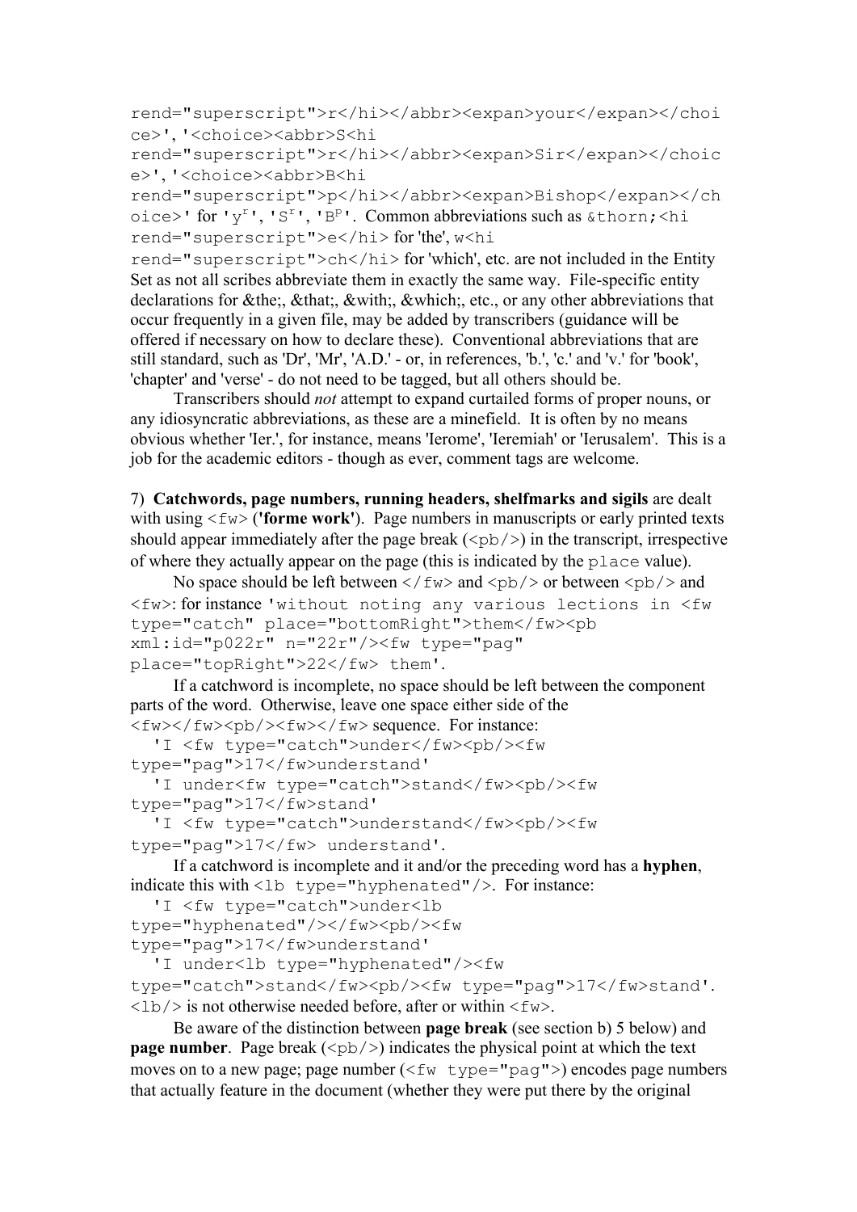rend="superscript">r</hi></abbr><expan>your</expan></choice>', '<choice><abbr>S<hi rend="superscript">r</hi></abbr><expan>Sir</expan></choice>', '<choice><abbr>B<hi rend="superscript">p</hi></abbr><expan>Bishop</expan></choice>' for 'y$^{r}$', 'S$^{r}$', 'B$^{p}$'. Common abbreviations such as &thorn;<hi rend="superscript">e</hi> for 'the', w<hi rend="superscript">ch</hi> for 'which', etc. are not included in the Entity Set as not all scribes abbreviate them in exactly the same way. File-specific entity declarations for &the;, &that;, &with;, &which;, etc., or any other abbreviations that occur frequently in a given file, may be added by transcribers (guidance will be offered if necessary on how to declare these). Conventional abbreviations that are still standard, such as 'Dr', 'Mr', 'A.D.' - or, in references, 'b.', 'c.' and 'v.' for 'book', 'chapter' and 'verse' - do not need to be tagged, but all others should be.

Transcribers should *not* attempt to expand curtailed forms of proper nouns, or any idiosyncratic abbreviations, as these are a minefield. It is often by no means obvious whether 'Ier.', for instance, means 'Ierome', 'Ieremiah' or 'Ierusalem'. This is a job for the academic editors - though as ever, comment tags are welcome.

7) **Catchwords, page numbers, running headers, shelfmarks and sigils** are dealt with using `<fw>` (**'forme work'**). Page numbers in manuscripts or early printed texts should appear immediately after the page break (`<pb/>`) in the transcript, irrespective of where they actually appear on the page (this is indicated by the `place` value).

No space should be left between `</fw>` and `<pb/>` or between `<pb/>` and `<fw>`: for instance `'without noting any various lections in <fw type="catch" place="bottomRight">them</fw><pb xml:id="p022r" n="22r"/><fw type="pag" place="topRight">22</fw> them'`.

If a catchword is incomplete, no space should be left between the component parts of the word. Otherwise, leave one space either side of the `<fw></fw><pb/><fw></fw>` sequence. For instance:

```
'I <fw type="catch">under</fw><pb/><fw type="pag">17</fw>understand'
'I under<fw type="catch">stand</fw><pb/><fw type="pag">17</fw>stand'
'I <fw type="catch">understand</fw><pb/><fw type="pag">17</fw> understand'.
```

If a catchword is incomplete and it and/or the preceding word has a **hyphen**, indicate this with `<lb type="hyphenated"/>`. For instance:

```
'I <fw type="catch">under<lb type="hyphenated"/></fw><pb/><fw type="pag">17</fw>understand'
'I under<lb type="hyphenated"/><fw type="catch">stand</fw><pb/><fw type="pag">17</fw>stand'.
```

`<lb/>` is not otherwise needed before, after or within `<fw>`.

Be aware of the distinction between **page break** (see section b) 5 below) and **page number**. Page break (`<pb/>`) indicates the physical point at which the text moves on to a new page; page number (`<fw type="pag">`) encodes page numbers that actually feature in the document (whether they were put there by the original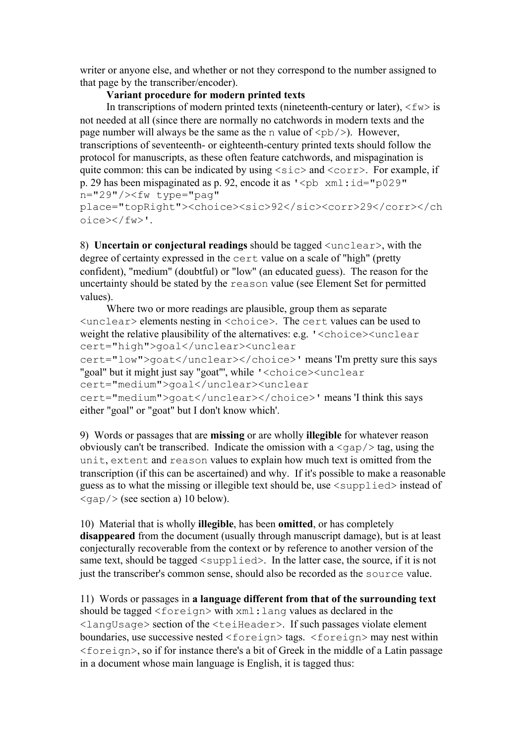writer or anyone else, and whether or not they correspond to the number assigned to that page by the transcriber/encoder).

**Variant procedure for modern printed texts**

In transcriptions of modern printed texts (nineteenth-century or later), `<fw>` is not needed at all (since there are normally no catchwords in modern texts and the page number will always be the same as the `n` value of `<pb/>`). However, transcriptions of seventeenth- or eighteenth-century printed texts should follow the protocol for manuscripts, as these often feature catchwords, and mispagination is quite common: this can be indicated by using `<sic>` and `<corr>`. For example, if p. 29 has been mispaginated as p. 92, encode it as `'<pb xml:id="p029" n="29"/><fw type="pag" place="topRight"><choice><sic>92</sic><corr>29</corr></choice></fw>'`.

8) **Uncertain or conjectural readings** should be tagged `<unclear>`, with the degree of certainty expressed in the `cert` value on a scale of "high" (pretty confident), "medium" (doubtful) or "low" (an educated guess). The reason for the uncertainty should be stated by the `reason` value (see Element Set for permitted values).

Where two or more readings are plausible, group them as separate `<unclear>` elements nesting in `<choice>`. The `cert` values can be used to weight the relative plausibility of the alternatives: e.g. `'<choice><unclear cert="high">goal</unclear><unclear cert="low">goat</unclear></choice>'` means 'I'm pretty sure this says "goal" but it might just say "goat"', while `'<choice><unclear cert="medium">goal</unclear><unclear cert="medium">goat</unclear></choice>'` means 'I think this says either "goal" or "goat" but I don't know which'.

9) Words or passages that are **missing** or are wholly **illegible** for whatever reason obviously can't be transcribed. Indicate the omission with a `<gap/>` tag, using the `unit`, `extent` and `reason` values to explain how much text is omitted from the transcription (if this can be ascertained) and why. If it's possible to make a reasonable guess as to what the missing or illegible text should be, use `<supplied>` instead of `<gap/>` (see section a) 10 below).

10) Material that is wholly **illegible**, has been **omitted**, or has completely **disappeared** from the document (usually through manuscript damage), but is at least conjecturally recoverable from the context or by reference to another version of the same text, should be tagged `<supplied>`. In the latter case, the source, if it is not just the transcriber's common sense, should also be recorded as the `source` value.

11) Words or passages in **a language different from that of the surrounding text** should be tagged `<foreign>` with `xml:lang` values as declared in the `<langUsage>` section of the `<teiHeader>`. If such passages violate element boundaries, use successive nested `<foreign>` tags. `<foreign>` may nest within `<foreign>`, so if for instance there's a bit of Greek in the middle of a Latin passage in a document whose main language is English, it is tagged thus: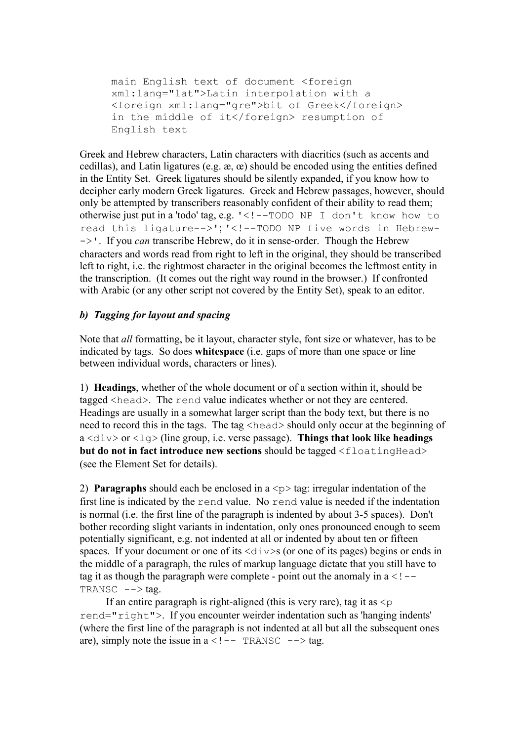```
main English text of document <foreign
xml:lang="lat">Latin interpolation with a
<foreign xml:lang="gre">bit of Greek</foreign>
in the middle of it</foreign> resumption of
English text
```

Greek and Hebrew characters, Latin characters with diacritics (such as accents and cedillas), and Latin ligatures (e.g. æ, œ) should be encoded using the entities defined in the Entity Set. Greek ligatures should be silently expanded, if you know how to decipher early modern Greek ligatures. Greek and Hebrew passages, however, should only be attempted by transcribers reasonably confident of their ability to read them; otherwise just put in a 'todo' tag, e.g. `'<!--TODO NP I don't know how to read this ligature-->'`; `'<!--TODO NP five words in Hebrew-->'`. If you *can* transcribe Hebrew, do it in sense-order. Though the Hebrew characters and words read from right to left in the original, they should be transcribed left to right, i.e. the rightmost character in the original becomes the leftmost entity in the transcription. (It comes out the right way round in the browser.) If confronted with Arabic (or any other script not covered by the Entity Set), speak to an editor.

### *b) Tagging for layout and spacing*

Note that *all* formatting, be it layout, character style, font size or whatever, has to be indicated by tags. So does **whitespace** (i.e. gaps of more than one space or line between individual words, characters or lines).

1) **Headings**, whether of the whole document or of a section within it, should be tagged `<head>`. The `rend` value indicates whether or not they are centered. Headings are usually in a somewhat larger script than the body text, but there is no need to record this in the tags. The tag `<head>` should only occur at the beginning of a `<div>` or `<lg>` (line group, i.e. verse passage). **Things that look like headings but do not in fact introduce new sections** should be tagged `<floatingHead>` (see the Element Set for details).

2) **Paragraphs** should each be enclosed in a `<p>` tag: irregular indentation of the first line is indicated by the `rend` value. No `rend` value is needed if the indentation is normal (i.e. the first line of the paragraph is indented by about 3-5 spaces). Don't bother recording slight variants in indentation, only ones pronounced enough to seem potentially significant, e.g. not indented at all or indented by about ten or fifteen spaces. If your document or one of its `<div>`s (or one of its pages) begins or ends in the middle of a paragraph, the rules of markup language dictate that you still have to tag it as though the paragraph were complete - point out the anomaly in a `<!-- TRANSC -->` tag.

If an entire paragraph is right-aligned (this is very rare), tag it as `<p rend="right">`. If you encounter weirder indentation such as 'hanging indents' (where the first line of the paragraph is not indented at all but all the subsequent ones are), simply note the issue in a `<!-- TRANSC -->` tag.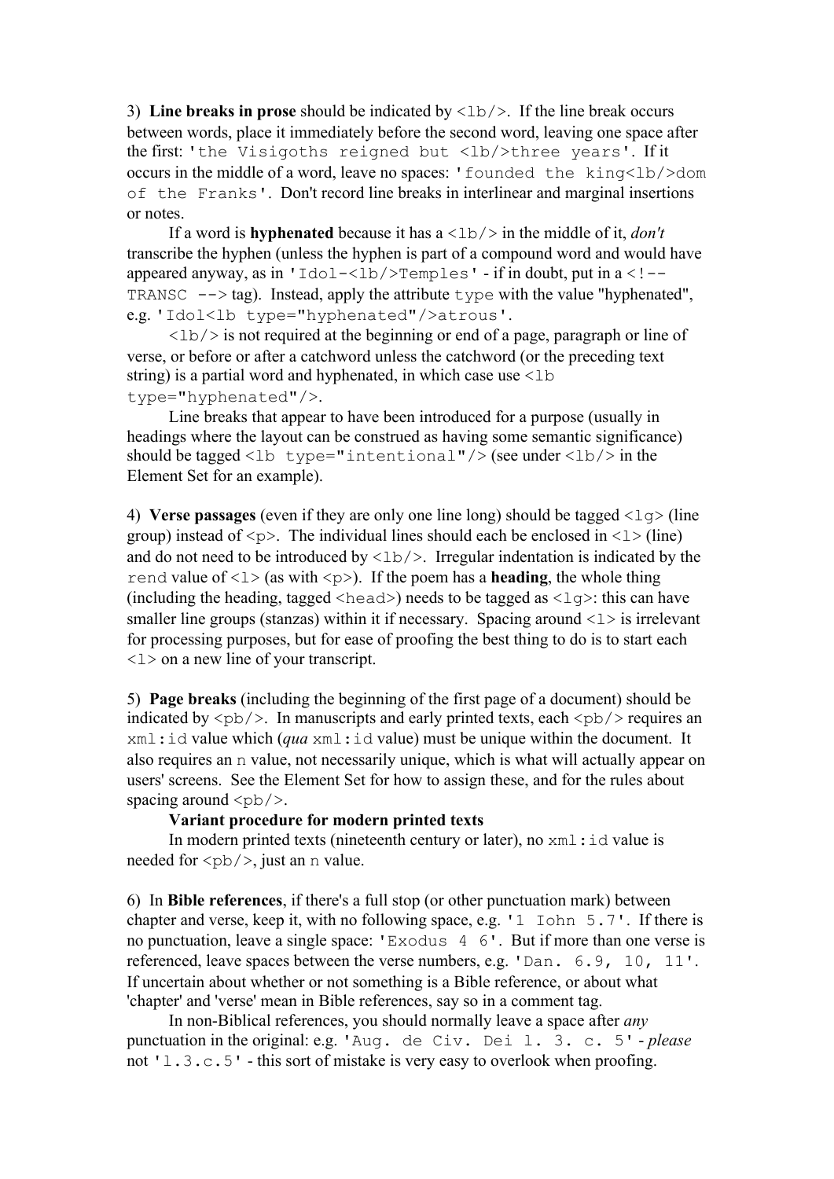3) **Line breaks in prose** should be indicated by `<lb/>`. If the line break occurs between words, place it immediately before the second word, leaving one space after the first: `'the Visigoths reigned but <lb/>three years'`. If it occurs in the middle of a word, leave no spaces: `'founded the king<lb/>dom of the Franks'`. Don't record line breaks in interlinear and marginal insertions or notes.

If a word is **hyphenated** because it has a `<lb/>` in the middle of it, *don't* transcribe the hyphen (unless the hyphen is part of a compound word and would have appeared anyway, as in `'Idol-<lb/>Temples'` - if in doubt, put in a `<!-- TRANSC -->` tag). Instead, apply the attribute `type` with the value "hyphenated", e.g. `'Idol<lb type="hyphenated"/>atrous'`.

`<lb/>` is not required at the beginning or end of a page, paragraph or line of verse, or before or after a catchword unless the catchword (or the preceding text string) is a partial word and hyphenated, in which case use `<lb type="hyphenated"/>`.

Line breaks that appear to have been introduced for a purpose (usually in headings where the layout can be construed as having some semantic significance) should be tagged `<lb type="intentional"/>` (see under `<lb/>` in the Element Set for an example).

4) **Verse passages** (even if they are only one line long) should be tagged `<lg>` (line group) instead of `<p>`. The individual lines should each be enclosed in `<l>` (line) and do not need to be introduced by `<lb/>`. Irregular indentation is indicated by the `rend` value of `<l>` (as with `<p>`). If the poem has a **heading**, the whole thing (including the heading, tagged `<head>`) needs to be tagged as `<lg>`: this can have smaller line groups (stanzas) within it if necessary. Spacing around `<l>` is irrelevant for processing purposes, but for ease of proofing the best thing to do is to start each `<l>` on a new line of your transcript.

5) **Page breaks** (including the beginning of the first page of a document) should be indicated by `<pb/>`. In manuscripts and early printed texts, each `<pb/>` requires an `xml:id` value which (*qua* `xml:id` value) must be unique within the document. It also requires an `n` value, not necessarily unique, which is what will actually appear on users' screens. See the Element Set for how to assign these, and for the rules about spacing around `<pb/>`.

**Variant procedure for modern printed texts**

In modern printed texts (nineteenth century or later), no `xml:id` value is needed for `<pb/>`, just an `n` value.

6) In **Bible references**, if there's a full stop (or other punctuation mark) between chapter and verse, keep it, with no following space, e.g. `'1 Iohn 5.7'`. If there is no punctuation, leave a single space: `'Exodus 4 6'`. But if more than one verse is referenced, leave spaces between the verse numbers, e.g. `'Dan. 6.9, 10, 11'`. If uncertain about whether or not something is a Bible reference, or about what 'chapter' and 'verse' mean in Bible references, say so in a comment tag.

In non-Biblical references, you should normally leave a space after *any* punctuation in the original: e.g. `'Aug. de Civ. Dei l. 3. c. 5'` - *please* not `'l.3.c.5'` - this sort of mistake is very easy to overlook when proofing.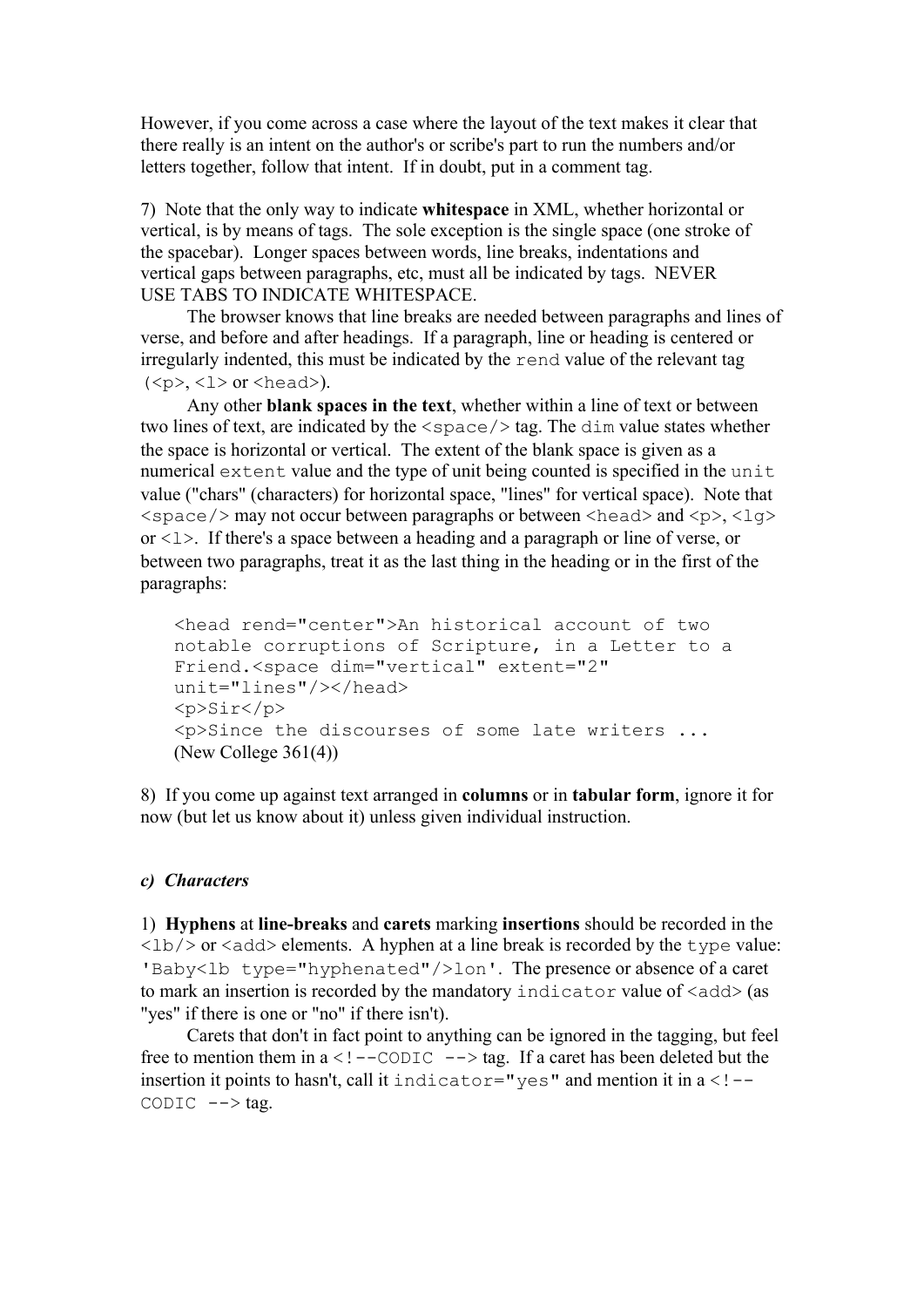However, if you come across a case where the layout of the text makes it clear that there really is an intent on the author's or scribe's part to run the numbers and/or letters together, follow that intent. If in doubt, put in a comment tag.

7) Note that the only way to indicate **whitespace** in XML, whether horizontal or vertical, is by means of tags. The sole exception is the single space (one stroke of the spacebar). Longer spaces between words, line breaks, indentations and vertical gaps between paragraphs, etc, must all be indicated by tags. NEVER USE TABS TO INDICATE WHITESPACE.

The browser knows that line breaks are needed between paragraphs and lines of verse, and before and after headings. If a paragraph, line or heading is centered or irregularly indented, this must be indicated by the `rend` value of the relevant tag (`<p>`, `<l>` or `<head>`).

Any other **blank spaces in the text**, whether within a line of text or between two lines of text, are indicated by the `<space/>` tag. The `dim` value states whether the space is horizontal or vertical. The extent of the blank space is given as a numerical `extent` value and the type of unit being counted is specified in the `unit` value ("chars" (characters) for horizontal space, "lines" for vertical space). Note that `<space/>` may not occur between paragraphs or between `<head>` and `<p>`, `<lg>` or `<l>`. If there's a space between a heading and a paragraph or line of verse, or between two paragraphs, treat it as the last thing in the heading or in the first of the paragraphs:

```
<head rend="center">An historical account of two
notable corruptions of Scripture, in a Letter to a
Friend.<space dim="vertical" extent="2"
unit="lines"/></head>
<p>Sir</p>
<p>Since the discourses of some late writers ...
```
(New College 361(4))

8) If you come up against text arranged in **columns** or in **tabular form**, ignore it for now (but let us know about it) unless given individual instruction.

### *c) Characters*

1) **Hyphens** at **line-breaks** and **carets** marking **insertions** should be recorded in the `<lb/>` or `<add>` elements. A hyphen at a line break is recorded by the `type` value: `'Baby<lb type="hyphenated"/>lon'`. The presence or absence of a caret to mark an insertion is recorded by the mandatory `indicator` value of `<add>` (as "yes" if there is one or "no" if there isn't).

Carets that don't in fact point to anything can be ignored in the tagging, but feel free to mention them in a `<!--CODIC -->` tag. If a caret has been deleted but the insertion it points to hasn't, call it `indicator="yes"` and mention it in a `<!--CODIC -->` tag.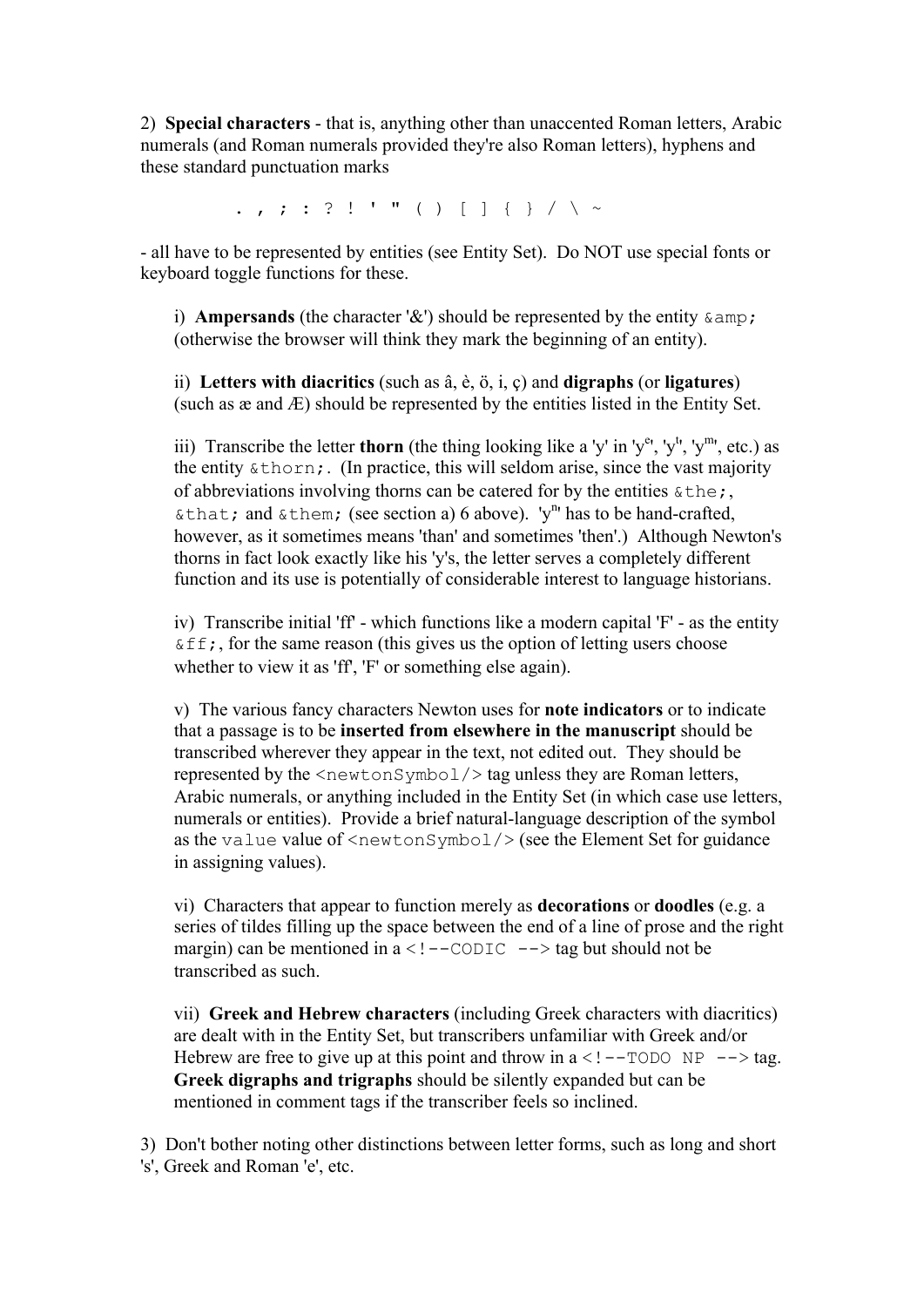2) **Special characters** - that is, anything other than unaccented Roman letters, Arabic numerals (and Roman numerals provided they're also Roman letters), hyphens and these standard punctuation marks

```
. , ; : ? ! ' " ( ) [ ] { } / \ ~
```

- all have to be represented by entities (see Entity Set). Do NOT use special fonts or keyboard toggle functions for these.

i) **Ampersands** (the character '&') should be represented by the entity `&amp;` (otherwise the browser will think they mark the beginning of an entity).

ii) **Letters with diacritics** (such as â, è, ö, i, ç) and **digraphs** (or **ligatures**) (such as æ and Æ) should be represented by the entities listed in the Entity Set.

iii) Transcribe the letter **thorn** (the thing looking like a 'y' in 'y[e]', 'y[t]', 'y[m]', etc.) as the entity `&thorn;`. (In practice, this will seldom arise, since the vast majority of abbreviations involving thorns can be catered for by the entities `&the;`, `&that;` and `&them;` (see section a) 6 above). 'y[n]' has to be hand-crafted, however, as it sometimes means 'than' and sometimes 'then'.) Although Newton's thorns in fact look exactly like his 'y's, the letter serves a completely different function and its use is potentially of considerable interest to language historians.

iv) Transcribe initial 'ff' - which functions like a modern capital 'F' - as the entity `&ff;`, for the same reason (this gives us the option of letting users choose whether to view it as 'ff', 'F' or something else again).

v) The various fancy characters Newton uses for **note indicators** or to indicate that a passage is to be **inserted from elsewhere in the manuscript** should be transcribed wherever they appear in the text, not edited out. They should be represented by the `<newtonSymbol/>` tag unless they are Roman letters, Arabic numerals, or anything included in the Entity Set (in which case use letters, numerals or entities). Provide a brief natural-language description of the symbol as the `value` value of `<newtonSymbol/>` (see the Element Set for guidance in assigning values).

vi) Characters that appear to function merely as **decorations** or **doodles** (e.g. a series of tildes filling up the space between the end of a line of prose and the right margin) can be mentioned in a `<!--CODIC -->` tag but should not be transcribed as such.

vii) **Greek and Hebrew characters** (including Greek characters with diacritics) are dealt with in the Entity Set, but transcribers unfamiliar with Greek and/or Hebrew are free to give up at this point and throw in a `<!--TODO NP -->` tag. **Greek digraphs and trigraphs** should be silently expanded but can be mentioned in comment tags if the transcriber feels so inclined.

3) Don't bother noting other distinctions between letter forms, such as long and short 's', Greek and Roman 'e', etc.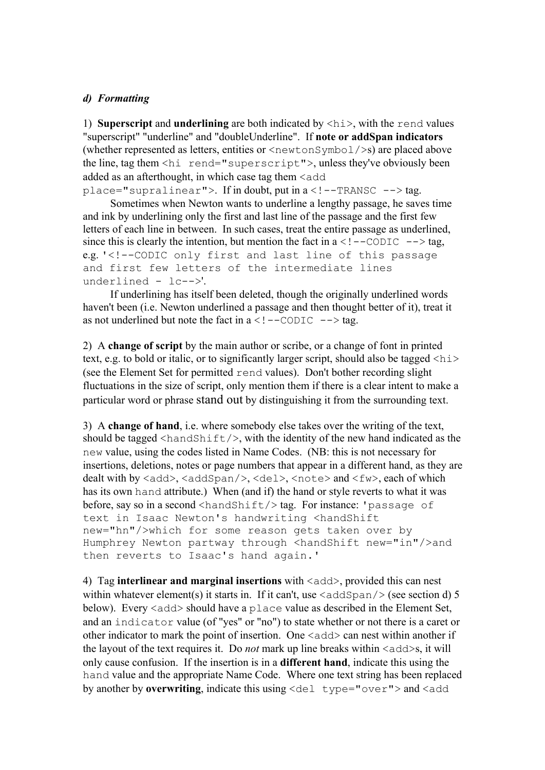***d) Formatting***

1) **Superscript** and **underlining** are both indicated by `<hi>`, with the `rend` values "superscript" "underline" and "doubleUnderline". If **note or addSpan indicators** (whether represented as letters, entities or `<newtonSymbol/>`s) are placed above the line, tag them `<hi rend="superscript">`, unless they've obviously been added as an afterthought, in which case tag them `<add place="supralinear">`. If in doubt, put in a `<!--TRANSC -->` tag.

Sometimes when Newton wants to underline a lengthy passage, he saves time and ink by underlining only the first and last line of the passage and the first few letters of each line in between. In such cases, treat the entire passage as underlined, since this is clearly the intention, but mention the fact in a `<!--CODIC -->` tag, e.g. '`<!--CODIC only first and last line of this passage and first few letters of the intermediate lines underlined - lc-->`'.

If underlining has itself been deleted, though the originally underlined words haven't been (i.e. Newton underlined a passage and then thought better of it), treat it as not underlined but note the fact in a `<!--CODIC -->` tag.

2) A **change of script** by the main author or scribe, or a change of font in printed text, e.g. to bold or italic, or to significantly larger script, should also be tagged `<hi>` (see the Element Set for permitted `rend` values). Don't bother recording slight fluctuations in the size of script, only mention them if there is a clear intent to make a particular word or phrase stand out by distinguishing it from the surrounding text.

3) A **change of hand**, i.e. where somebody else takes over the writing of the text, should be tagged `<handShift/>`, with the identity of the new hand indicated as the `new` value, using the codes listed in Name Codes. (NB: this is not necessary for insertions, deletions, notes or page numbers that appear in a different hand, as they are dealt with by `<add>`, `<addSpan/>`, `<del>`, `<note>` and `<fw>`, each of which has its own `hand` attribute.) When (and if) the hand or style reverts to what it was before, say so in a second `<handShift/>` tag. For instance: '`passage of text in Isaac Newton's handwriting <handShift new="hn"/>which for some reason gets taken over by Humphrey Newton partway through <handShift new="in"/>and then reverts to Isaac's hand again.`'

4) Tag **interlinear and marginal insertions** with `<add>`, provided this can nest within whatever element(s) it starts in. If it can't, use `<addSpan/>` (see section d) 5 below). Every `<add>` should have a `place` value as described in the Element Set, and an `indicator` value (of "yes" or "no") to state whether or not there is a caret or other indicator to mark the point of insertion. One `<add>` can nest within another if the layout of the text requires it. Do *not* mark up line breaks within `<add>`s, it will only cause confusion. If the insertion is in a **different hand**, indicate this using the `hand` value and the appropriate Name Code. Where one text string has been replaced by another by **overwriting**, indicate this using `<del type="over">` and `<add`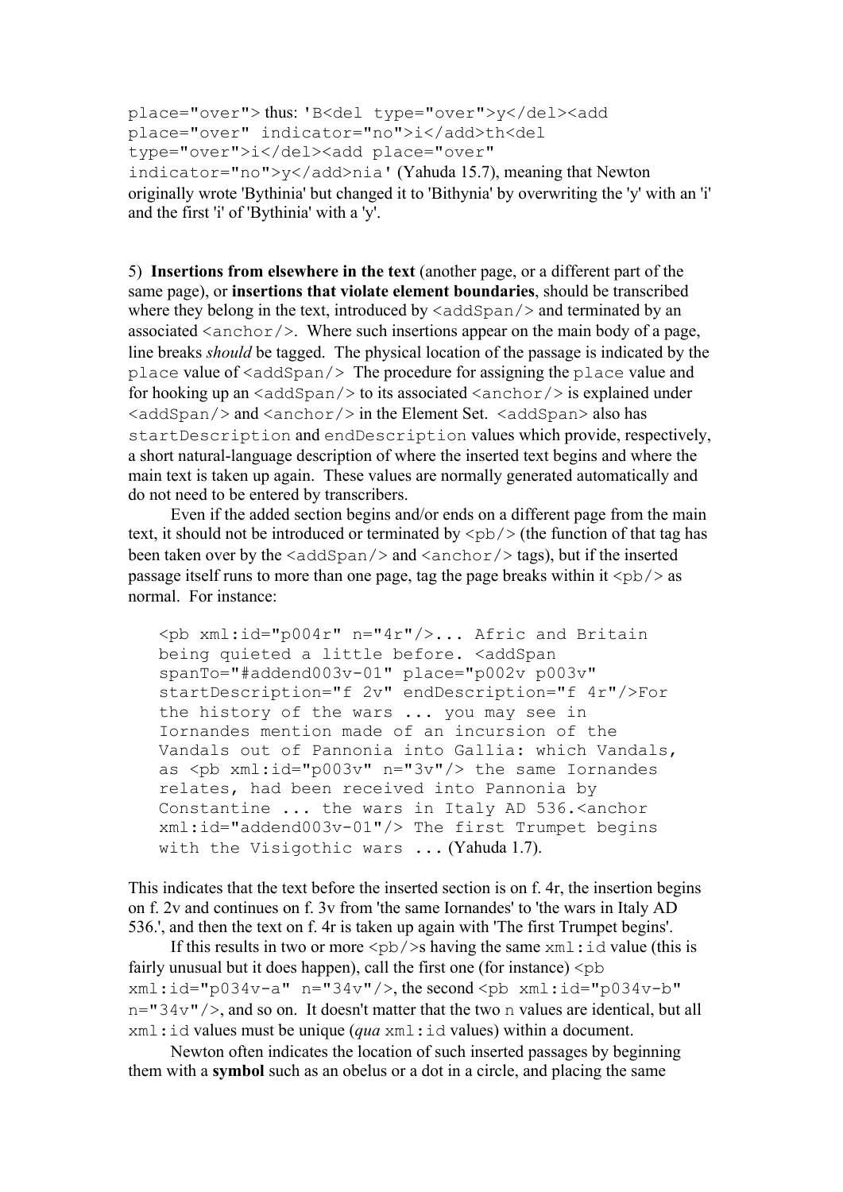place="over"> thus: `'B<del type="over">y</del><add place="over" indicator="no">i</add>th<del type="over">i</del><add place="over" indicator="no">y</add>nia'` (Yahuda 15.7), meaning that Newton originally wrote 'Bythinia' but changed it to 'Bithynia' by overwriting the 'y' with an 'i' and the first 'i' of 'Bythinia' with a 'y'.

5) **Insertions from elsewhere in the text** (another page, or a different part of the same page), or **insertions that violate element boundaries**, should be transcribed where they belong in the text, introduced by `<addSpan/>` and terminated by an associated `<anchor/>`. Where such insertions appear on the main body of a page, line breaks *should* be tagged. The physical location of the passage is indicated by the `place` value of `<addSpan/>` The procedure for assigning the `place` value and for hooking up an `<addSpan/>` to its associated `<anchor/>` is explained under `<addSpan/>` and `<anchor/>` in the Element Set. `<addSpan>` also has `startDescription` and `endDescription` values which provide, respectively, a short natural-language description of where the inserted text begins and where the main text is taken up again. These values are normally generated automatically and do not need to be entered by transcribers.

Even if the added section begins and/or ends on a different page from the main text, it should not be introduced or terminated by `<pb/>` (the function of that tag has been taken over by the `<addSpan/>` and `<anchor/>` tags), but if the inserted passage itself runs to more than one page, tag the page breaks within it `<pb/>` as normal. For instance:

```
<pb xml:id="p004r" n="4r"/>... Afric and Britain
being quieted a little before. <addSpan
spanTo="#addend003v-01" place="p002v p003v"
startDescription="f 2v" endDescription="f 4r"/>For
the history of the wars ... you may see in
Iornandes mention made of an incursion of the
Vandals out of Pannonia into Gallia: which Vandals,
as <pb xml:id="p003v" n="3v"/> the same Iornandes
relates, had been received into Pannonia by
Constantine ... the wars in Italy AD 536.<anchor
xml:id="addend003v-01"/> The first Trumpet begins
with the Visigothic wars ...
```

(Yahuda 1.7).

This indicates that the text before the inserted section is on f. 4r, the insertion begins on f. 2v and continues on f. 3v from 'the same Iornandes' to 'the wars in Italy AD 536.', and then the text on f. 4r is taken up again with 'The first Trumpet begins'.

If this results in two or more `<pb/>`s having the same `xml:id` value (this is fairly unusual but it does happen), call the first one (for instance) `<pb xml:id="p034v-a" n="34v"/>`, the second `<pb xml:id="p034v-b" n="34v"/>`, and so on. It doesn't matter that the two `n` values are identical, but all `xml:id` values must be unique (*qua* `xml:id` values) within a document.

Newton often indicates the location of such inserted passages by beginning them with a **symbol** such as an obelus or a dot in a circle, and placing the same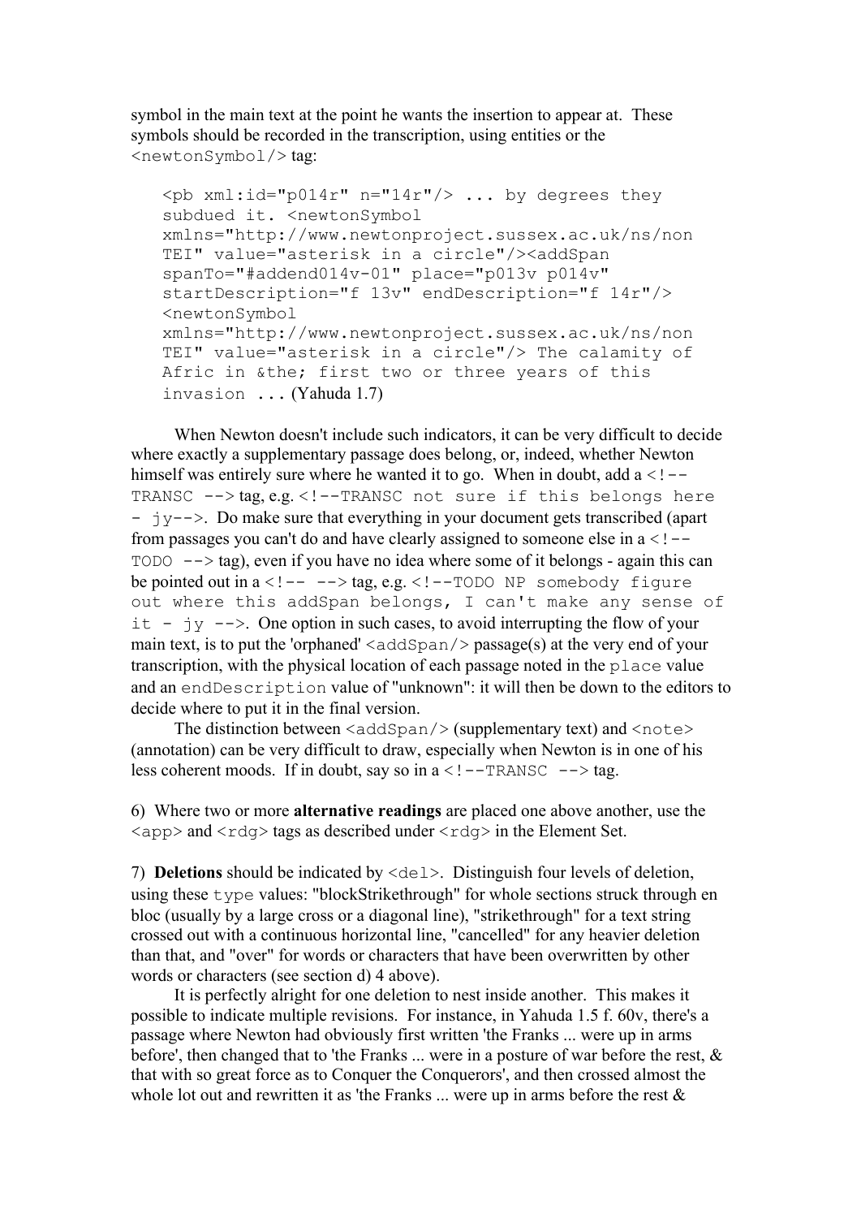symbol in the main text at the point he wants the insertion to appear at. These symbols should be recorded in the transcription, using entities or the `<newtonSymbol/>` tag:

```
<pb xml:id="p014r" n="14r"/> ... by degrees they
subdued it. <newtonSymbol
xmlns="http://www.newtonproject.sussex.ac.uk/ns/non
TEI" value="asterisk in a circle"/><addSpan
spanTo="#addend014v-01" place="p013v p014v"
startDescription="f 13v" endDescription="f 14r"/>
<newtonSymbol
xmlns="http://www.newtonproject.sussex.ac.uk/ns/non
TEI" value="asterisk in a circle"/> The calamity of
Afric in &the; first two or three years of this
invasion ...
```
(Yahuda 1.7)

When Newton doesn't include such indicators, it can be very difficult to decide where exactly a supplementary passage does belong, or, indeed, whether Newton himself was entirely sure where he wanted it to go. When in doubt, add a `<!-- TRANSC -->` tag, e.g. `<!--TRANSC not sure if this belongs here - jy-->`. Do make sure that everything in your document gets transcribed (apart from passages you can't do and have clearly assigned to someone else in a `<!-- TODO -->` tag), even if you have no idea where some of it belongs - again this can be pointed out in a `<!-- -->` tag, e.g. `<!--TODO NP somebody figure out where this addSpan belongs, I can't make any sense of it - jy -->`. One option in such cases, to avoid interrupting the flow of your main text, is to put the 'orphaned' `<addSpan/>` passage(s) at the very end of your transcription, with the physical location of each passage noted in the `place` value and an `endDescription` value of "unknown": it will then be down to the editors to decide where to put it in the final version.

The distinction between `<addSpan/>` (supplementary text) and `<note>` (annotation) can be very difficult to draw, especially when Newton is in one of his less coherent moods. If in doubt, say so in a `<!--TRANSC -->` tag.

6) Where two or more **alternative readings** are placed one above another, use the `<app>` and `<rdg>` tags as described under `<rdg>` in the Element Set.

7) **Deletions** should be indicated by `<del>`. Distinguish four levels of deletion, using these `type` values: "blockStrikethrough" for whole sections struck through en bloc (usually by a large cross or a diagonal line), "strikethrough" for a text string crossed out with a continuous horizontal line, "cancelled" for any heavier deletion than that, and "over" for words or characters that have been overwritten by other words or characters (see section d) 4 above).

It is perfectly alright for one deletion to nest inside another. This makes it possible to indicate multiple revisions. For instance, in Yahuda 1.5 f. 60v, there's a passage where Newton had obviously first written 'the Franks ... were up in arms before', then changed that to 'the Franks ... were in a posture of war before the rest, & that with so great force as to Conquer the Conquerors', and then crossed almost the whole lot out and rewritten it as 'the Franks ... were up in arms before the rest &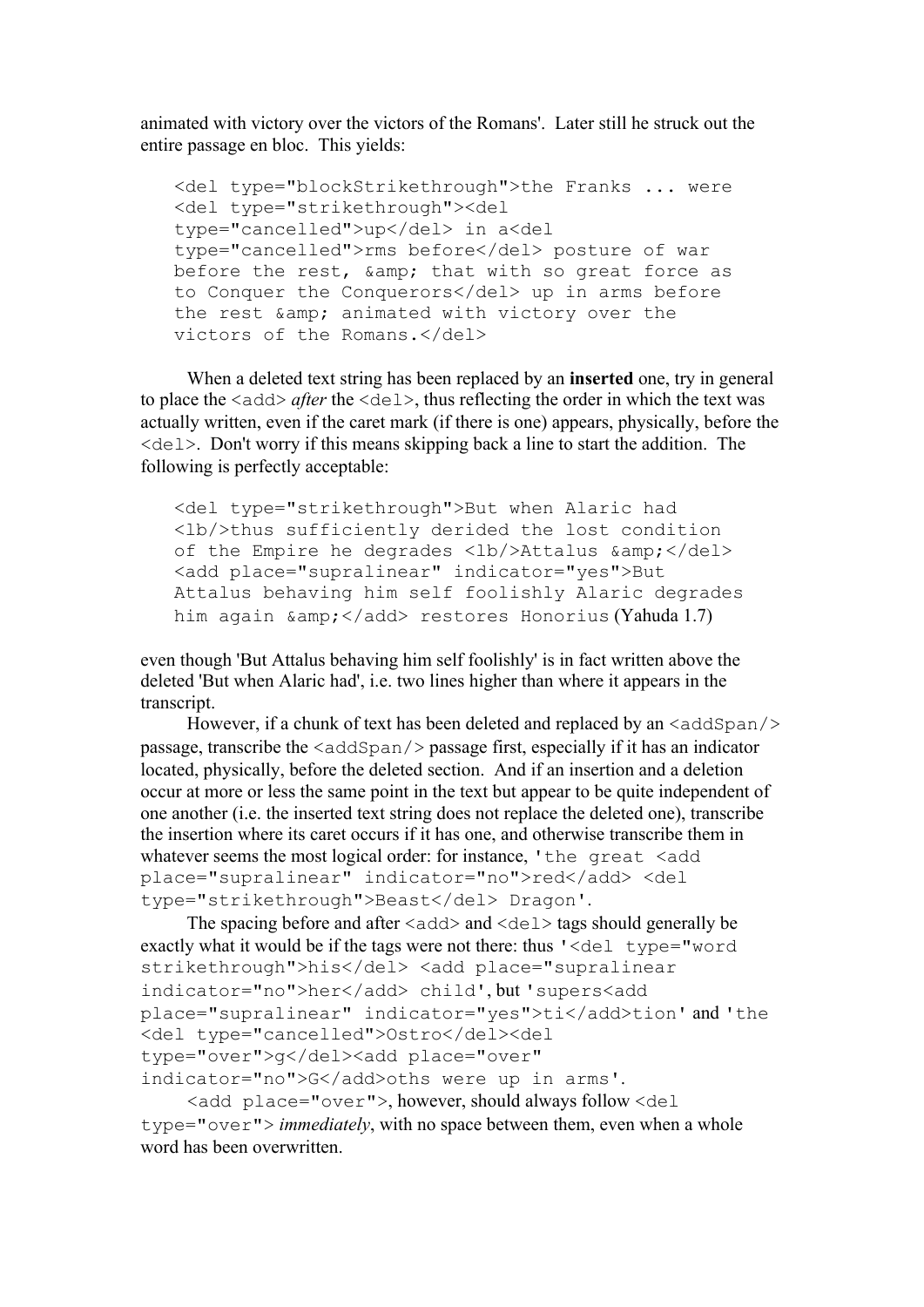animated with victory over the victors of the Romans'. Later still he struck out the entire passage en bloc. This yields:

```
<del type="blockStrikethrough">the Franks ... were
<del type="strikethrough"><del
type="cancelled">up</del> in a<del
type="cancelled">rms before</del> posture of war
before the rest, &amp; that with so great force as
to Conquer the Conquerors</del> up in arms before
the rest &amp; animated with victory over the
victors of the Romans.</del>
```

When a deleted text string has been replaced by an **inserted** one, try in general to place the `<add>` *after* the `<del>`, thus reflecting the order in which the text was actually written, even if the caret mark (if there is one) appears, physically, before the `<del>`. Don't worry if this means skipping back a line to start the addition. The following is perfectly acceptable:

```
<del type="strikethrough">But when Alaric had
<lb/>thus sufficiently derided the lost condition
of the Empire he degrades <lb/>Attalus &amp;</del>
<add place="supralinear" indicator="yes">But
Attalus behaving him self foolishly Alaric degrades
him again &amp;</add> restores Honorius
```
(Yahuda 1.7)

even though 'But Attalus behaving him self foolishly' is in fact written above the deleted 'But when Alaric had', i.e. two lines higher than where it appears in the transcript.

However, if a chunk of text has been deleted and replaced by an `<addSpan/>` passage, transcribe the `<addSpan/>` passage first, especially if it has an indicator located, physically, before the deleted section. And if an insertion and a deletion occur at more or less the same point in the text but appear to be quite independent of one another (i.e. the inserted text string does not replace the deleted one), transcribe the insertion where its caret occurs if it has one, and otherwise transcribe them in whatever seems the most logical order: for instance, `'the great <add place="supralinear" indicator="no">red</add> <del type="strikethrough">Beast</del> Dragon'`.

The spacing before and after `<add>` and `<del>` tags should generally be exactly what it would be if the tags were not there: thus `'<del type="word strikethrough">his</del> <add place="supralinear indicator="no">her</add> child'`, but `'supers<add place="supralinear" indicator="yes">ti</add>tion'` and `'the <del type="cancelled">Ostro</del><del type="over">g</del><add place="over" indicator="no">G</add>oths were up in arms'`.

`<add place="over">`, however, should always follow `<del type="over">` *immediately*, with no space between them, even when a whole word has been overwritten.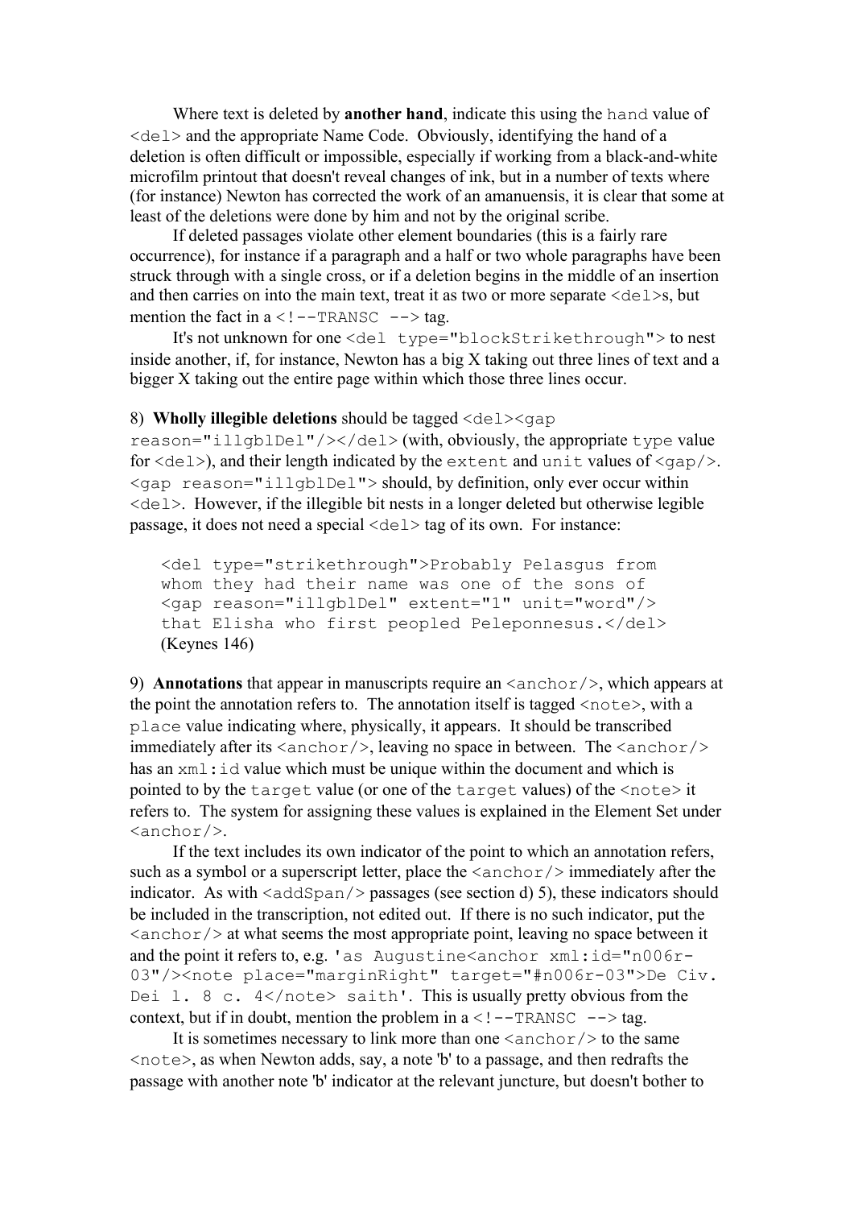Where text is deleted by **another hand**, indicate this using the `hand` value of `<del>` and the appropriate Name Code. Obviously, identifying the hand of a deletion is often difficult or impossible, especially if working from a black-and-white microfilm printout that doesn't reveal changes of ink, but in a number of texts where (for instance) Newton has corrected the work of an amanuensis, it is clear that some at least of the deletions were done by him and not by the original scribe.

If deleted passages violate other element boundaries (this is a fairly rare occurrence), for instance if a paragraph and a half or two whole paragraphs have been struck through with a single cross, or if a deletion begins in the middle of an insertion and then carries on into the main text, treat it as two or more separate `<del>`s, but mention the fact in a `<!--TRANSC -->` tag.

It's not unknown for one `<del type="blockStrikethrough">` to nest inside another, if, for instance, Newton has a big X taking out three lines of text and a bigger X taking out the entire page within which those three lines occur.

8) **Wholly illegible deletions** should be tagged `<del><gap reason="illgblDel"/></del>` (with, obviously, the appropriate `type` value for `<del>`), and their length indicated by the `extent` and `unit` values of `<gap/>`. `<gap reason="illgblDel">` should, by definition, only ever occur within `<del>`. However, if the illegible bit nests in a longer deleted but otherwise legible passage, it does not need a special `<del>` tag of its own. For instance:

```
<del type="strikethrough">Probably Pelasgus from
whom they had their name was one of the sons of
<gap reason="illgblDel" extent="1" unit="word"/>
that Elisha who first peopled Peleponnesus.</del>
```

(Keynes 146)

9) **Annotations** that appear in manuscripts require an `<anchor/>`, which appears at the point the annotation refers to. The annotation itself is tagged `<note>`, with a `place` value indicating where, physically, it appears. It should be transcribed immediately after its `<anchor/>`, leaving no space in between. The `<anchor/>` has an `xml:id` value which must be unique within the document and which is pointed to by the `target` value (or one of the `target` values) of the `<note>` it refers to. The system for assigning these values is explained in the Element Set under `<anchor/>`.

If the text includes its own indicator of the point to which an annotation refers, such as a symbol or a superscript letter, place the `<anchor/>` immediately after the indicator. As with `<addSpan/>` passages (see section d) 5), these indicators should be included in the transcription, not edited out. If there is no such indicator, put the `<anchor/>` at what seems the most appropriate point, leaving no space between it and the point it refers to, e.g. `'as Augustine<anchor xml:id="n006r-03"/><note place="marginRight" target="#n006r-03">De Civ. Dei l. 8 c. 4</note> saith'`. This is usually pretty obvious from the context, but if in doubt, mention the problem in a `<!--TRANSC -->` tag.

It is sometimes necessary to link more than one `<anchor/>` to the same `<note>`, as when Newton adds, say, a note 'b' to a passage, and then redrafts the passage with another note 'b' indicator at the relevant juncture, but doesn't bother to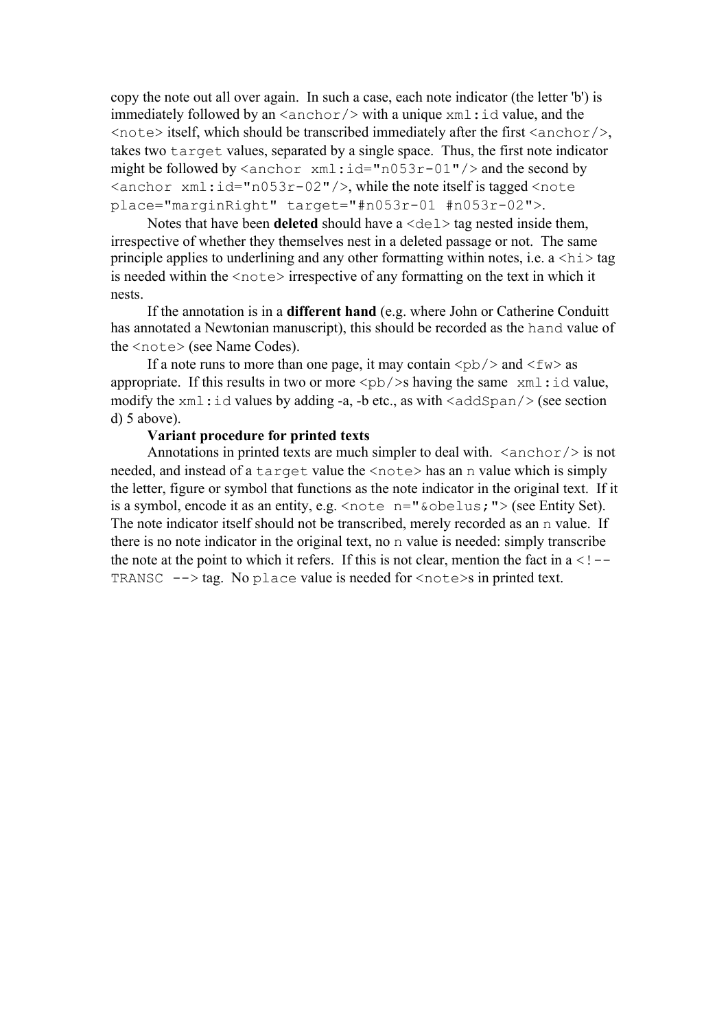copy the note out all over again. In such a case, each note indicator (the letter 'b') is immediately followed by an `<anchor/>` with a unique `xml:id` value, and the `<note>` itself, which should be transcribed immediately after the first `<anchor/>`, takes two `target` values, separated by a single space. Thus, the first note indicator might be followed by `<anchor xml:id="n053r-01"/>` and the second by `<anchor xml:id="n053r-02"/>`, while the note itself is tagged `<note place="marginRight" target="#n053r-01 #n053r-02">`.

Notes that have been **deleted** should have a `<del>` tag nested inside them, irrespective of whether they themselves nest in a deleted passage or not. The same principle applies to underlining and any other formatting within notes, i.e. a `<hi>` tag is needed within the `<note>` irrespective of any formatting on the text in which it nests.

If the annotation is in a **different hand** (e.g. where John or Catherine Conduitt has annotated a Newtonian manuscript), this should be recorded as the `hand` value of the `<note>` (see Name Codes).

If a note runs to more than one page, it may contain `<pb/>` and `<fw>` as appropriate. If this results in two or more `<pb/>`s having the same `xml:id` value, modify the `xml:id` values by adding -a, -b etc., as with `<addSpan/>` (see section d) 5 above).

**Variant procedure for printed texts**

Annotations in printed texts are much simpler to deal with. `<anchor/>` is not needed, and instead of a `target` value the `<note>` has an `n` value which is simply the letter, figure or symbol that functions as the note indicator in the original text. If it is a symbol, encode it as an entity, e.g. `<note n="&obelus;">` (see Entity Set). The note indicator itself should not be transcribed, merely recorded as an `n` value. If there is no note indicator in the original text, no `n` value is needed: simply transcribe the note at the point to which it refers. If this is not clear, mention the fact in a `<!-- TRANSC -->` tag. No `place` value is needed for `<note>`s in printed text.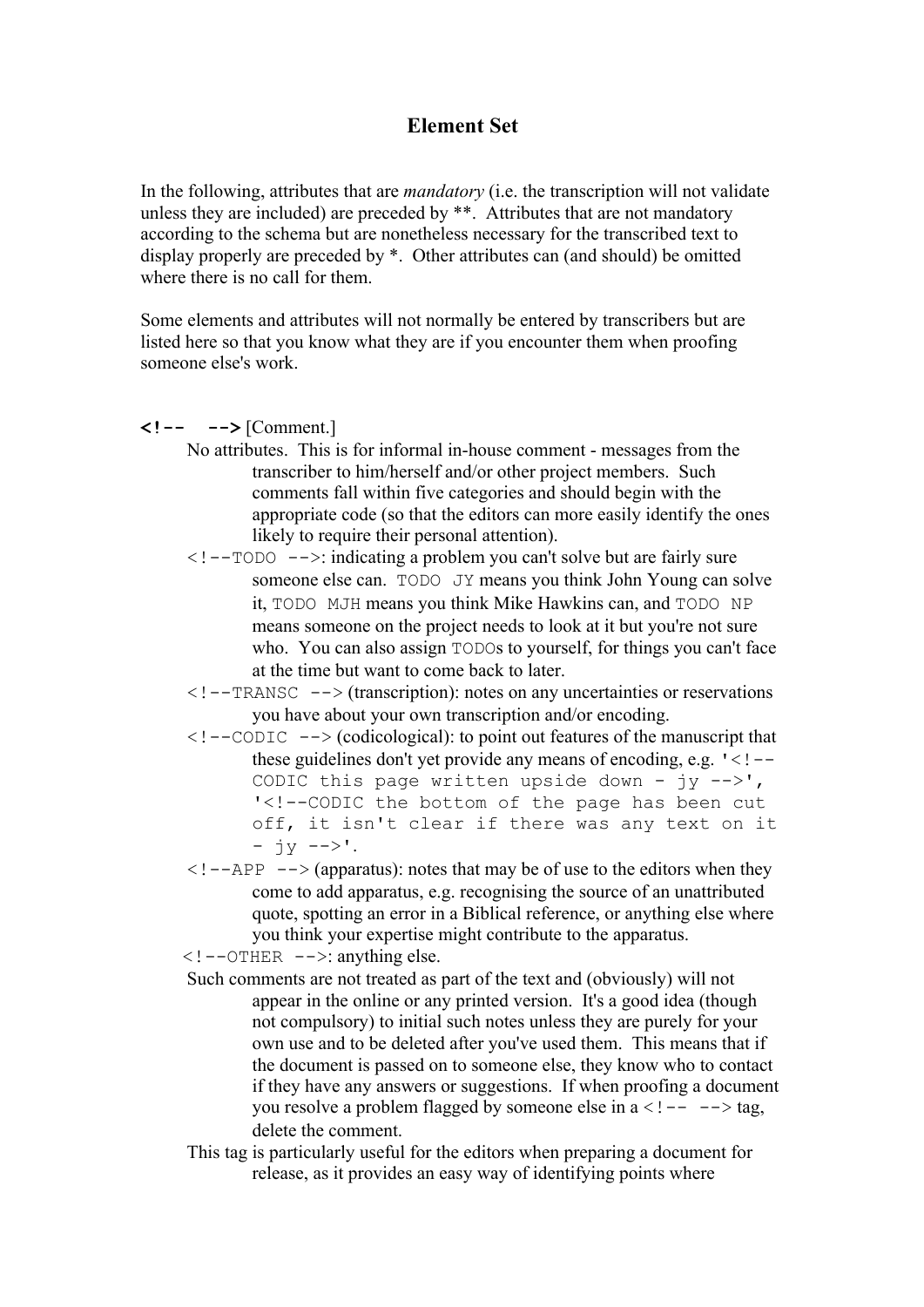# Element Set

In the following, attributes that are *mandatory* (i.e. the transcription will not validate unless they are included) are preceded by **. Attributes that are not mandatory according to the schema but are nonetheless necessary for the transcribed text to display properly are preceded by *. Other attributes can (and should) be omitted where there is no call for them.

Some elements and attributes will not normally be entered by transcribers but are listed here so that you know what they are if you encounter them when proofing someone else's work.

**`<!--   -->`** [Comment.]

No attributes. This is for informal in-house comment - messages from the transcriber to him/herself and/or other project members. Such comments fall within five categories and should begin with the appropriate code (so that the editors can more easily identify the ones likely to require their personal attention).

`<!--TODO -->`: indicating a problem you can't solve but are fairly sure someone else can. `TODO JY` means you think John Young can solve it, `TODO MJH` means you think Mike Hawkins can, and `TODO NP` means someone on the project needs to look at it but you're not sure who. You can also assign `TODO`s to yourself, for things you can't face at the time but want to come back to later.

`<!--TRANSC -->` (transcription): notes on any uncertainties or reservations you have about your own transcription and/or encoding.

`<!--CODIC -->` (codicological): to point out features of the manuscript that these guidelines don't yet provide any means of encoding, e.g. `'<!--CODIC this page written upside down - jy -->'`, `'<!--CODIC the bottom of the page has been cut off, it isn't clear if there was any text on it - jy -->'`.

`<!--APP -->` (apparatus): notes that may be of use to the editors when they come to add apparatus, e.g. recognising the source of an unattributed quote, spotting an error in a Biblical reference, or anything else where you think your expertise might contribute to the apparatus.

`<!--OTHER -->`: anything else.

Such comments are not treated as part of the text and (obviously) will not appear in the online or any printed version. It's a good idea (though not compulsory) to initial such notes unless they are purely for your own use and to be deleted after you've used them. This means that if the document is passed on to someone else, they know who to contact if they have any answers or suggestions. If when proofing a document you resolve a problem flagged by someone else in a `<!--   -->` tag, delete the comment.

This tag is particularly useful for the editors when preparing a document for release, as it provides an easy way of identifying points where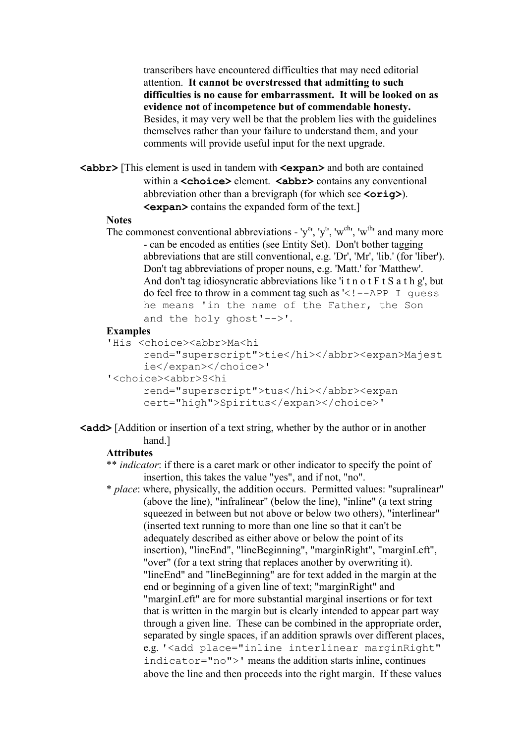transcribers have encountered difficulties that may need editorial attention. **It cannot be overstressed that admitting to such difficulties is no cause for embarrassment. It will be looked on as evidence not of incompetence but of commendable honesty.** Besides, it may very well be that the problem lies with the guidelines themselves rather than your failure to understand them, and your comments will provide useful input for the next upgrade.

**`<abbr>`** [This element is used in tandem with **`<expan>`** and both are contained within a **`<choice>`** element. **`<abbr>`** contains any conventional abbreviation other than a brevigraph (for which see **`<orig>`**). **`<expan>`** contains the expanded form of the text.]

**Notes**

The commonest conventional abbreviations - 'y^e', 'y^t', 'w^ch', 'w^th' and many more - can be encoded as entities (see Entity Set). Don't bother tagging abbreviations that are still conventional, e.g. 'Dr', 'Mr', 'lib.' (for 'liber'). Don't tag abbreviations of proper nouns, e.g. 'Matt.' for 'Matthew'. And don't tag idiosyncratic abbreviations like 'i t n o t F t S a t h g', but do feel free to throw in a comment tag such as '`<!--APP I guess he means 'in the name of the Father, the Son and the holy ghost'-->`'.

**Examples**

```
'His <choice><abbr>Ma<hi rend="superscript">tie</hi></abbr><expan>Majestie</expan></choice>'
'<choice><abbr>S<hi rend="superscript">tus</hi></abbr><expan cert="high">Spiritus</expan></choice>'
```

**`<add>`** [Addition or insertion of a text string, whether by the author or in another hand.]

**Attributes**

** *indicator*: if there is a caret mark or other indicator to specify the point of insertion, this takes the value "yes", and if not, "no".

* *place*: where, physically, the addition occurs. Permitted values: "supralinear" (above the line), "infralinear" (below the line), "inline" (a text string squeezed in between but not above or below two others), "interlinear" (inserted text running to more than one line so that it can't be adequately described as either above or below the point of its insertion), "lineEnd", "lineBeginning", "marginRight", "marginLeft", "over" (for a text string that replaces another by overwriting it). "lineEnd" and "lineBeginning" are for text added in the margin at the end or beginning of a given line of text; "marginRight" and "marginLeft" are for more substantial marginal insertions or for text that is written in the margin but is clearly intended to appear part way through a given line. These can be combined in the appropriate order, separated by single spaces, if an addition sprawls over different places, e.g. '`<add place="inline interlinear marginRight" indicator="no">`' means the addition starts inline, continues above the line and then proceeds into the right margin. If these values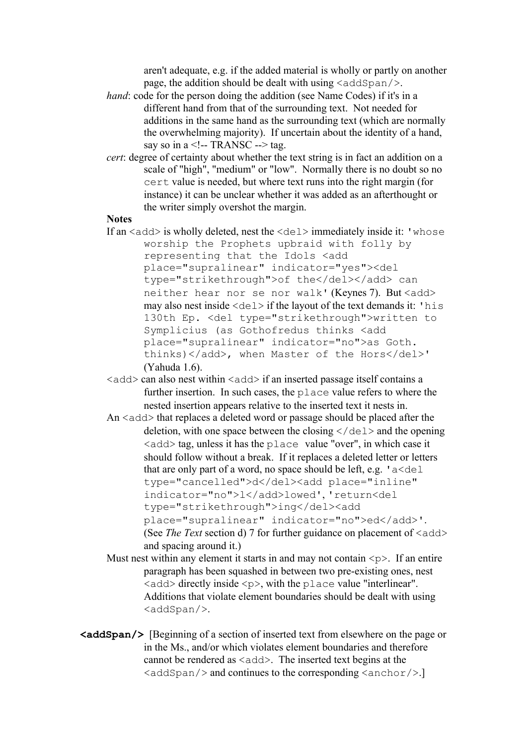aren't adequate, e.g. if the added material is wholly or partly on another page, the addition should be dealt with using `<addSpan/>`.

*hand*: code for the person doing the addition (see Name Codes) if it's in a different hand from that of the surrounding text. Not needed for additions in the same hand as the surrounding text (which are normally the overwhelming majority). If uncertain about the identity of a hand, say so in a <!-- TRANSC --> tag.

*cert*: degree of certainty about whether the text string is in fact an addition on a scale of "high", "medium" or "low". Normally there is no doubt so no `cert` value is needed, but where text runs into the right margin (for instance) it can be unclear whether it was added as an afterthought or the writer simply overshot the margin.

**Notes**

If an `<add>` is wholly deleted, nest the `<del>` immediately inside it: `'whose worship the Prophets upbraid with folly by representing that the Idols <add place="supralinear" indicator="yes"><del type="strikethrough">of the</del></add> can neither hear nor se nor walk'` (Keynes 7). But `<add>` may also nest inside `<del>` if the layout of the text demands it: `'his 130th Ep. <del type="strikethrough">written to Symplicius (as Gothofredus thinks <add place="supralinear" indicator="no">as Goth. thinks)</add>, when Master of the Hors</del>'` (Yahuda 1.6).

`<add>` can also nest within `<add>` if an inserted passage itself contains a further insertion. In such cases, the `place` value refers to where the nested insertion appears relative to the inserted text it nests in.

An `<add>` that replaces a deleted word or passage should be placed after the deletion, with one space between the closing `</del>` and the opening `<add>` tag, unless it has the `place` value "over", in which case it should follow without a break. If it replaces a deleted letter or letters that are only part of a word, no space should be left, e.g. `'a<del type="cancelled">d</del><add place="inline" indicator="no">l</add>lowed'`, `'return<del type="strikethrough">ing</del><add place="supralinear" indicator="no">ed</add>'`. (See *The Text* section d) 7 for further guidance on placement of `<add>` and spacing around it.)

Must nest within any element it starts in and may not contain `<p>`. If an entire paragraph has been squashed in between two pre-existing ones, nest `<add>` directly inside `<p>`, with the `place` value "interlinear". Additions that violate element boundaries should be dealt with using `<addSpan/>`.

**`<addSpan/>`** [Beginning of a section of inserted text from elsewhere on the page or in the Ms., and/or which violates element boundaries and therefore cannot be rendered as `<add>`. The inserted text begins at the `<addSpan/>` and continues to the corresponding `<anchor/>`.]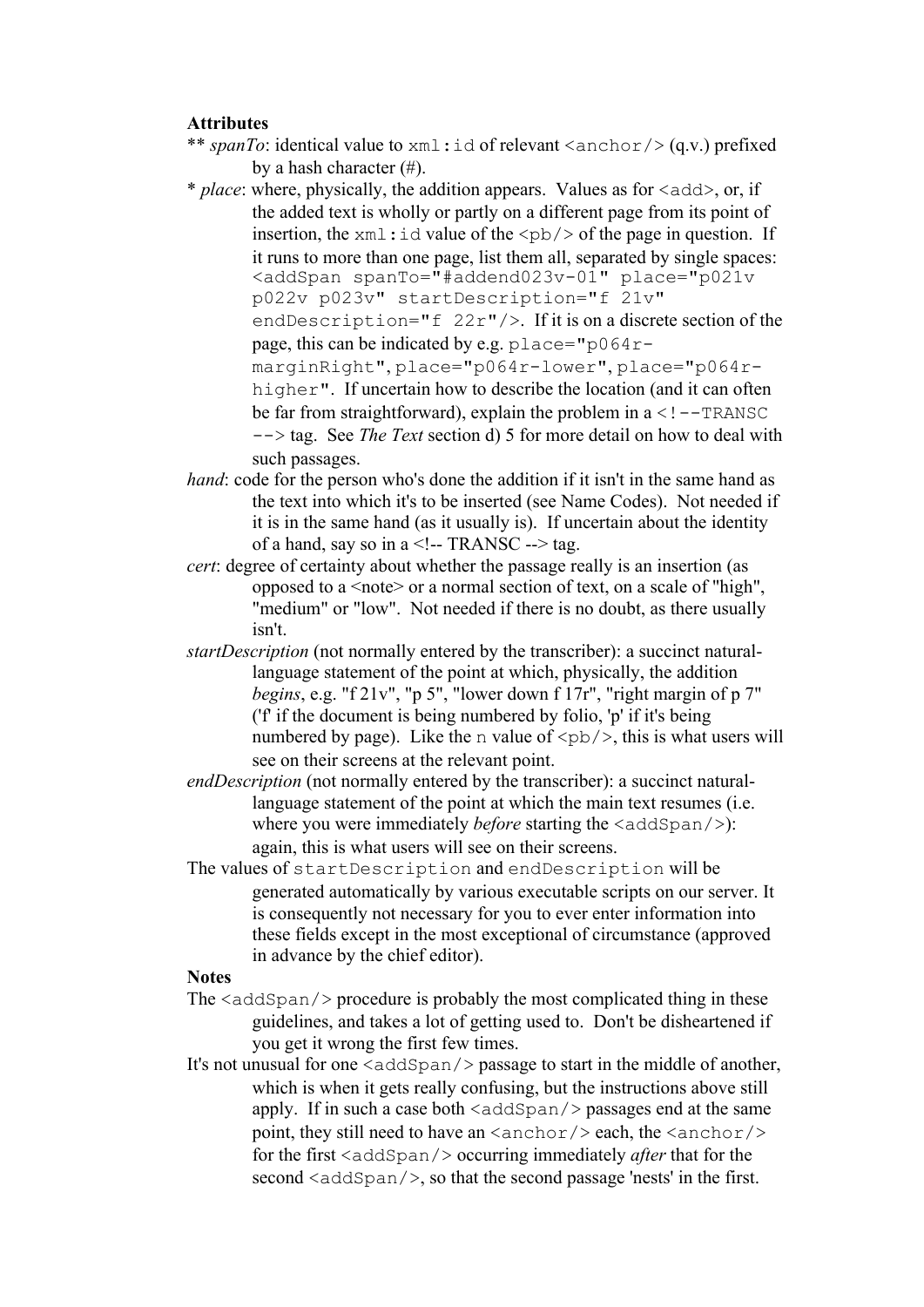**Attributes**

** *spanTo*: identical value to `xml:id` of relevant `<anchor/>` (q.v.) prefixed by a hash character (#).

* *place*: where, physically, the addition appears. Values as for `<add>`, or, if the added text is wholly or partly on a different page from its point of insertion, the `xml:id` value of the `<pb/>` of the page in question. If it runs to more than one page, list them all, separated by single spaces: `<addSpan spanTo="#addend023v-01" place="p021v p022v p023v" startDescription="f 21v" endDescription="f 22r"/>`. If it is on a discrete section of the page, this can be indicated by e.g. `place="p064r-marginRight"`, `place="p064r-lower"`, `place="p064r-higher"`. If uncertain how to describe the location (and it can often be far from straightforward), explain the problem in a `<!--TRANSC -->` tag. See *The Text* section d) 5 for more detail on how to deal with such passages.

*hand*: code for the person who's done the addition if it isn't in the same hand as the text into which it's to be inserted (see Name Codes). Not needed if it is in the same hand (as it usually is). If uncertain about the identity of a hand, say so in a <!-- TRANSC --> tag.

*cert*: degree of certainty about whether the passage really is an insertion (as opposed to a <note> or a normal section of text, on a scale of "high", "medium" or "low". Not needed if there is no doubt, as there usually isn't.

*startDescription* (not normally entered by the transcriber): a succinct natural-language statement of the point at which, physically, the addition *begins*, e.g. "f 21v", "p 5", "lower down f 17r", "right margin of p 7" ('f' if the document is being numbered by folio, 'p' if it's being numbered by page). Like the `n` value of `<pb/>`, this is what users will see on their screens at the relevant point.

*endDescription* (not normally entered by the transcriber): a succinct natural-language statement of the point at which the main text resumes (i.e. where you were immediately *before* starting the `<addSpan/>`): again, this is what users will see on their screens.

The values of `startDescription` and `endDescription` will be generated automatically by various executable scripts on our server. It is consequently not necessary for you to ever enter information into these fields except in the most exceptional of circumstance (approved in advance by the chief editor).

**Notes**

The `<addSpan/>` procedure is probably the most complicated thing in these guidelines, and takes a lot of getting used to. Don't be disheartened if you get it wrong the first few times.

It's not unusual for one `<addSpan/>` passage to start in the middle of another, which is when it gets really confusing, but the instructions above still apply. If in such a case both `<addSpan/>` passages end at the same point, they still need to have an `<anchor/>` each, the `<anchor/>` for the first `<addSpan/>` occurring immediately *after* that for the second `<addSpan/>`, so that the second passage 'nests' in the first.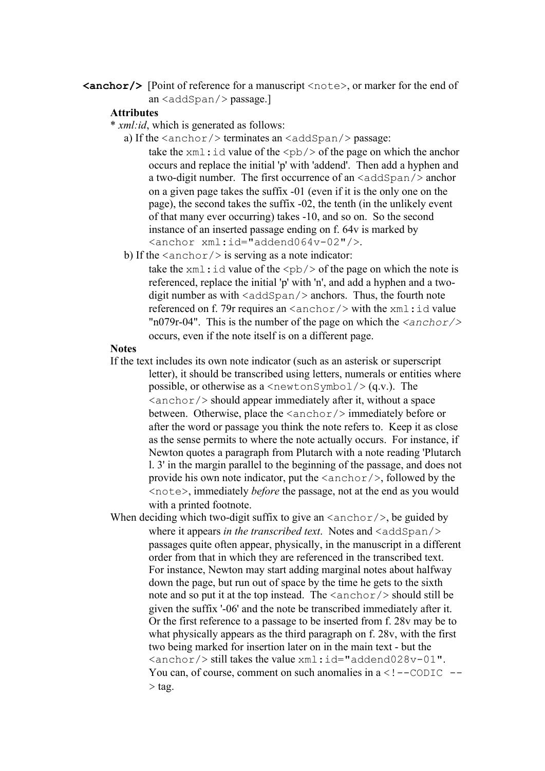**`<anchor/>`** [Point of reference for a manuscript `<note>`, or marker for the end of an `<addSpan/>` passage.]

**Attributes**

* *xml:id*, which is generated as follows:

a) If the `<anchor/>` terminates an `<addSpan/>` passage:

take the `xml:id` value of the `<pb/>` of the page on which the anchor occurs and replace the initial 'p' with 'addend'. Then add a hyphen and a two-digit number. The first occurrence of an `<addSpan/>` anchor on a given page takes the suffix -01 (even if it is the only one on the page), the second takes the suffix -02, the tenth (in the unlikely event of that many ever occurring) takes -10, and so on. So the second instance of an inserted passage ending on f. 64v is marked by `<anchor xml:id="addend064v-02"/>`.

b) If the `<anchor/>` is serving as a note indicator:

take the `xml:id` value of the `<pb/>` of the page on which the note is referenced, replace the initial 'p' with 'n', and add a hyphen and a two-digit number as with `<addSpan/>` anchors. Thus, the fourth note referenced on f. 79r requires an `<anchor/>` with the `xml:id` value "n079r-04". This is the number of the page on which the *`<anchor/>`* occurs, even if the note itself is on a different page.

**Notes**

If the text includes its own note indicator (such as an asterisk or superscript letter), it should be transcribed using letters, numerals or entities where possible, or otherwise as a `<newtonSymbol/>` (q.v.). The `<anchor/>` should appear immediately after it, without a space between. Otherwise, place the `<anchor/>` immediately before or after the word or passage you think the note refers to. Keep it as close as the sense permits to where the note actually occurs. For instance, if Newton quotes a paragraph from Plutarch with a note reading 'Plutarch l. 3' in the margin parallel to the beginning of the passage, and does not provide his own note indicator, put the `<anchor/>`, followed by the `<note>`, immediately *before* the passage, not at the end as you would with a printed footnote.

When deciding which two-digit suffix to give an `<anchor/>`, be guided by where it appears *in the transcribed text*. Notes and `<addSpan/>` passages quite often appear, physically, in the manuscript in a different order from that in which they are referenced in the transcribed text. For instance, Newton may start adding marginal notes about halfway down the page, but run out of space by the time he gets to the sixth note and so put it at the top instead. The `<anchor/>` should still be given the suffix '-06' and the note be transcribed immediately after it. Or the first reference to a passage to be inserted from f. 28v may be to what physically appears as the third paragraph on f. 28v, with the first two being marked for insertion later on in the main text - but the `<anchor/>` still takes the value `xml:id="addend028v-01"`. You can, of course, comment on such anomalies in a `<!--CODIC -->` tag.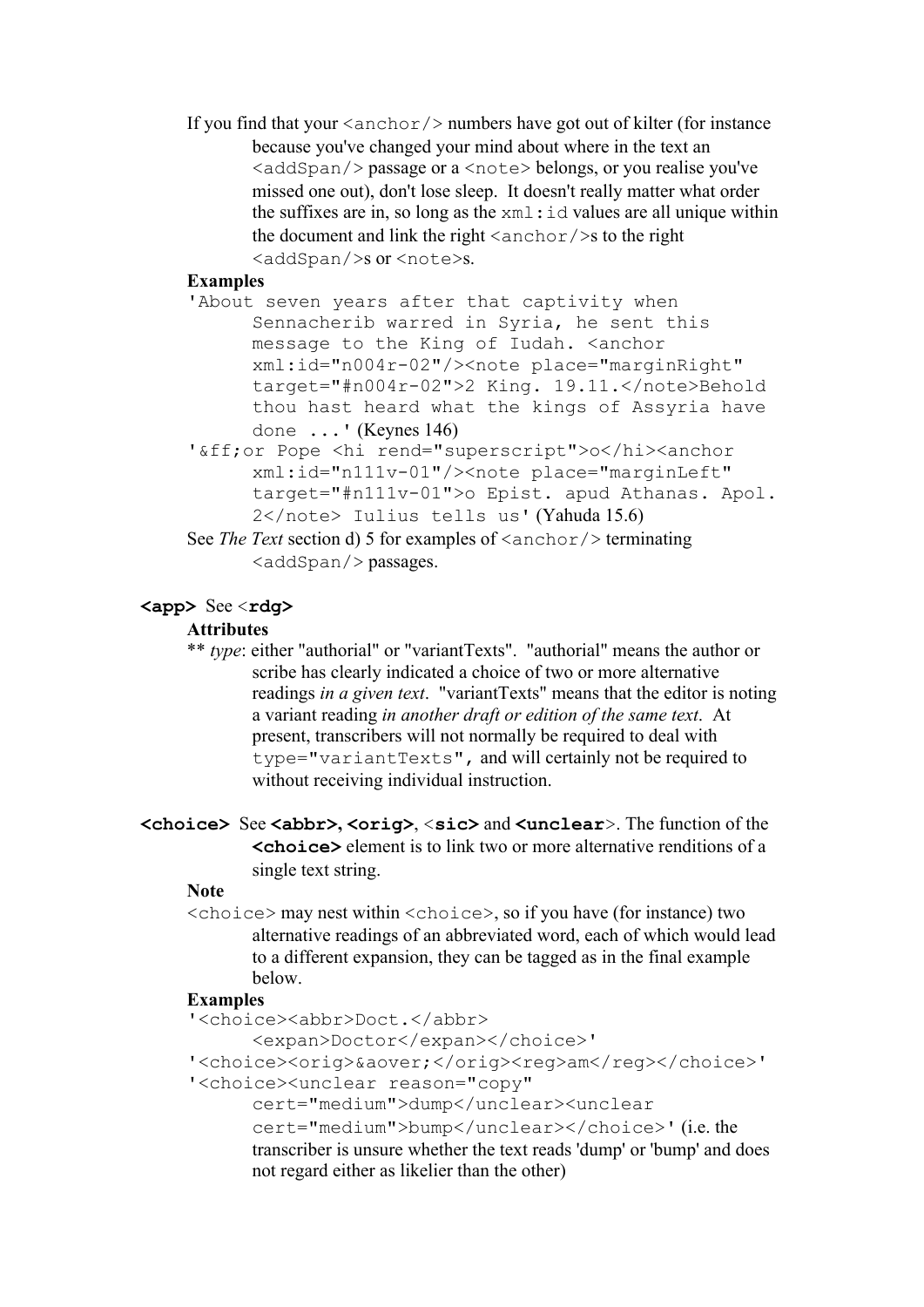If you find that your `<anchor/>` numbers have got out of kilter (for instance because you've changed your mind about where in the text an `<addSpan/>` passage or a `<note>` belongs, or you realise you've missed one out), don't lose sleep. It doesn't really matter what order the suffixes are in, so long as the `xml:id` values are all unique within the document and link the right `<anchor/>`s to the right `<addSpan/>`s or `<note>`s.

**Examples**

`'About seven years after that captivity when Sennacherib warred in Syria, he sent this message to the King of Iudah. <anchor xml:id="n004r-02"/><note place="marginRight" target="#n004r-02">2 King. 19.11.</note>Behold thou hast heard what the kings of Assyria have done ...'` (Keynes 146)

`'&ff;or Pope <hi rend="superscript">o</hi><anchor xml:id="n111v-01"/><note place="marginLeft" target="#n111v-01">o Epist. apud Athanas. Apol. 2</note> Iulius tells us'` (Yahuda 15.6)

See *The Text* section d) 5 for examples of `<anchor/>` terminating `<addSpan/>` passages.

**`<app>`** See <**`rdg`**>

**Attributes**

** *type*: either "authorial" or "variantTexts". "authorial" means the author or scribe has clearly indicated a choice of two or more alternative readings *in a given text*. "variantTexts" means that the editor is noting a variant reading *in another draft or edition of the same text*. At present, transcribers will not normally be required to deal with `type="variantTexts"`, and will certainly not be required to without receiving individual instruction.

**`<choice>`** See **`<abbr>`**, **`<orig>`**, <**`sic`**> and **`<unclear`**>. The function of the **`<choice>`** element is to link two or more alternative renditions of a single text string.

**Note**

`<choice>` may nest within `<choice>`, so if you have (for instance) two alternative readings of an abbreviated word, each of which would lead to a different expansion, they can be tagged as in the final example below.

**Examples**

`'<choice><abbr>Doct.</abbr> <expan>Doctor</expan></choice>'`

`'<choice><orig>&aover;</orig><reg>am</reg></choice>'`

`'<choice><unclear reason="copy" cert="medium">dump</unclear><unclear cert="medium">bump</unclear></choice>'` (i.e. the transcriber is unsure whether the text reads 'dump' or 'bump' and does not regard either as likelier than the other)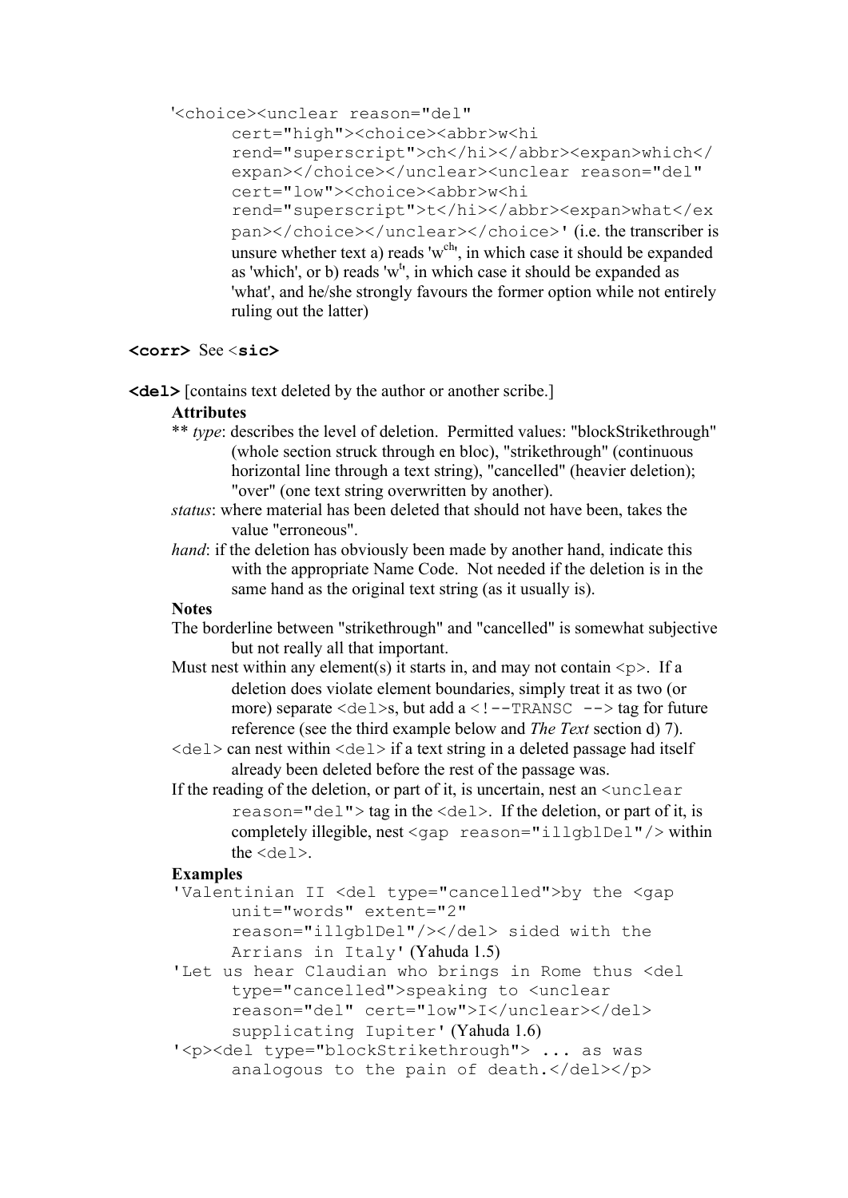'`<choice><unclear reason="del" cert="high"><choice><abbr>w<hi rend="superscript">ch</hi></abbr><expan>which</expan></choice></unclear><unclear reason="del" cert="low"><choice><abbr>w<hi rend="superscript">t</hi></abbr><expan>what</expan></choice></unclear></choice>`' (i.e. the transcriber is unsure whether text a) reads 'w$^{ch}$', in which case it should be expanded as 'which', or b) reads 'w$^{t}$', in which case it should be expanded as 'what', and he/she strongly favours the former option while not entirely ruling out the latter)

**`<corr>`** See <**`sic`**>

**`<del>`** [contains text deleted by the author or another scribe.]

**Attributes**

** *type*: describes the level of deletion. Permitted values: "blockStrikethrough" (whole section struck through en bloc), "strikethrough" (continuous horizontal line through a text string), "cancelled" (heavier deletion); "over" (one text string overwritten by another).

*status*: where material has been deleted that should not have been, takes the value "erroneous".

*hand*: if the deletion has obviously been made by another hand, indicate this with the appropriate Name Code. Not needed if the deletion is in the same hand as the original text string (as it usually is).

**Notes**

The borderline between "strikethrough" and "cancelled" is somewhat subjective but not really all that important.

Must nest within any element(s) it starts in, and may not contain `<p>`. If a deletion does violate element boundaries, simply treat it as two (or more) separate `<del>`s, but add a `<!--TRANSC -->` tag for future reference (see the third example below and *The Text* section d) 7).

`<del>` can nest within `<del>` if a text string in a deleted passage had itself already been deleted before the rest of the passage was.

If the reading of the deletion, or part of it, is uncertain, nest an `<unclear reason="del">` tag in the `<del>`. If the deletion, or part of it, is completely illegible, nest `<gap reason="illgblDel"/>` within the `<del>`.

**Examples**

'`Valentinian II <del type="cancelled">by the <gap unit="words" extent="2" reason="illgblDel"/></del> sided with the Arrians in Italy`' (Yahuda 1.5)

'`Let us hear Claudian who brings in Rome thus <del type="cancelled">speaking to <unclear reason="del" cert="low">I</unclear></del> supplicating Iupiter`' (Yahuda 1.6)

'`<p><del type="blockStrikethrough"> ... as was analogous to the pain of death.</del></p>`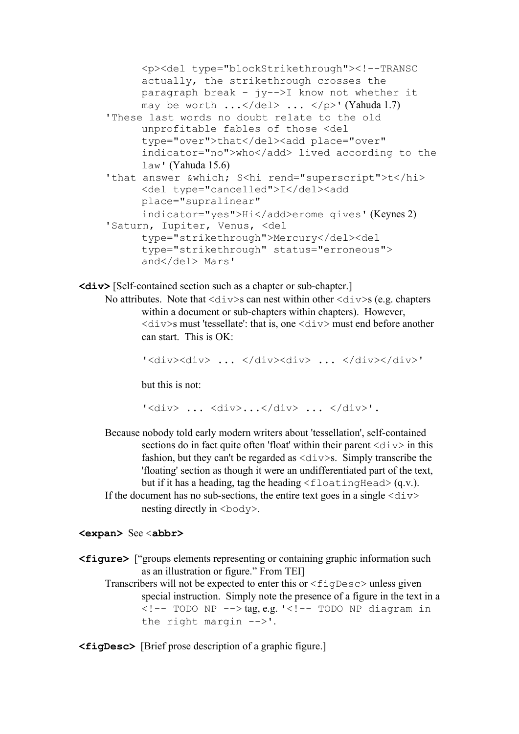`<p><del type="blockStrikethrough"><!--TRANSC actually, the strikethrough crosses the paragraph break - jy-->I know not whether it may be worth ...</del> ... </p>'` (Yahuda 1.7)

`'These last words no doubt relate to the old unprofitable fables of those <del type="over">that</del><add place="over" indicator="no">who</add> lived according to the law'` (Yahuda 15.6)

`'that answer &which; S<hi rend="superscript">t</hi> <del type="cancelled">I</del><add place="supralinear" indicator="yes">Hi</add>erome gives'` (Keynes 2)

`'Saturn, Iupiter, Venus, <del type="strikethrough">Mercury</del><del type="strikethrough" status="erroneous"> and</del> Mars'`

**`<div>`** [Self-contained section such as a chapter or sub-chapter.]

No attributes. Note that `<div>`s can nest within other `<div>`s (e.g. chapters within a document or sub-chapters within chapters). However, `<div>`s must 'tessellate': that is, one `<div>` must end before another can start. This is OK:

`'<div><div> ... </div><div> ... </div></div>'`

but this is not:

`'<div> ... <div>...</div> ... </div>'.`

Because nobody told early modern writers about 'tessellation', self-contained sections do in fact quite often 'float' within their parent `<div>` in this fashion, but they can't be regarded as `<div>`s. Simply transcribe the 'floating' section as though it were an undifferentiated part of the text, but if it has a heading, tag the heading `<floatingHead>` (q.v.).

If the document has no sub-sections, the entire text goes in a single `<div>` nesting directly in `<body>`.

**`<expan>`** See <**`abbr`**>

**`<figure>`** ["groups elements representing or containing graphic information such as an illustration or figure." From TEI]

Transcribers will not be expected to enter this or `<figDesc>` unless given special instruction. Simply note the presence of a figure in the text in a `<!-- TODO NP -->` tag, e.g. `'<!-- TODO NP diagram in the right margin -->'`.

**`<figDesc>`** [Brief prose description of a graphic figure.]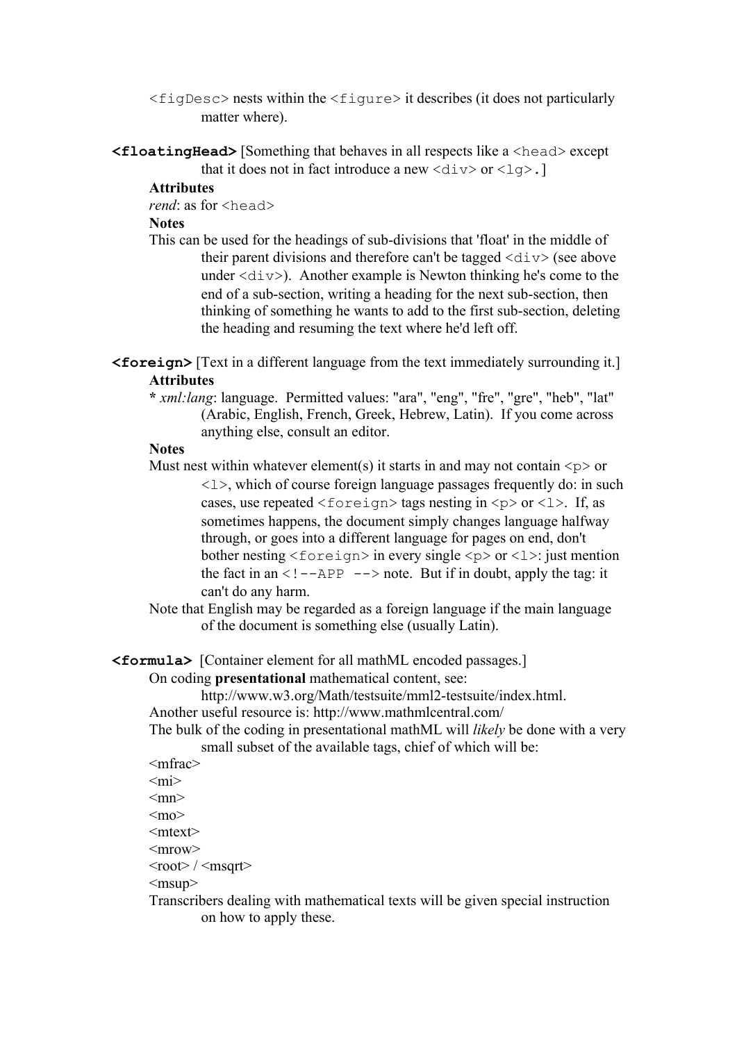`<figDesc>` nests within the `<figure>` it describes (it does not particularly matter where).

**`<floatingHead>`** [Something that behaves in all respects like a `<head>` except that it does not in fact introduce a new `<div>` or `<lg>`.]

**Attributes**

*rend*: as for `<head>`

**Notes**

This can be used for the headings of sub-divisions that 'float' in the middle of their parent divisions and therefore can't be tagged `<div>` (see above under `<div>`). Another example is Newton thinking he's come to the end of a sub-section, writing a heading for the next sub-section, then thinking of something he wants to add to the first sub-section, deleting the heading and resuming the text where he'd left off.

**`<foreign>`** [Text in a different language from the text immediately surrounding it.]

**Attributes**

**\*** *xml:lang*: language. Permitted values: "ara", "eng", "fre", "gre", "heb", "lat" (Arabic, English, French, Greek, Hebrew, Latin). If you come across anything else, consult an editor.

**Notes**

Must nest within whatever element(s) it starts in and may not contain `<p>` or `<l>`, which of course foreign language passages frequently do: in such cases, use repeated `<foreign>` tags nesting in `<p>` or `<l>`. If, as sometimes happens, the document simply changes language halfway through, or goes into a different language for pages on end, don't bother nesting `<foreign>` in every single `<p>` or `<l>`: just mention the fact in an `<!--APP -->` note. But if in doubt, apply the tag: it can't do any harm.

Note that English may be regarded as a foreign language if the main language of the document is something else (usually Latin).

**`<formula>`** [Container element for all mathML encoded passages.]

On coding **presentational** mathematical content, see:

http://www.w3.org/Math/testsuite/mml2-testsuite/index.html.

Another useful resource is: http://www.mathmlcentral.com/

The bulk of the coding in presentational mathML will *likely* be done with a very small subset of the available tags, chief of which will be:

<mfrac>
<mi>
<mn>
<mo>
<mtext>
<mrow>
<root> / <msqrt>
<msup>

Transcribers dealing with mathematical texts will be given special instruction on how to apply these.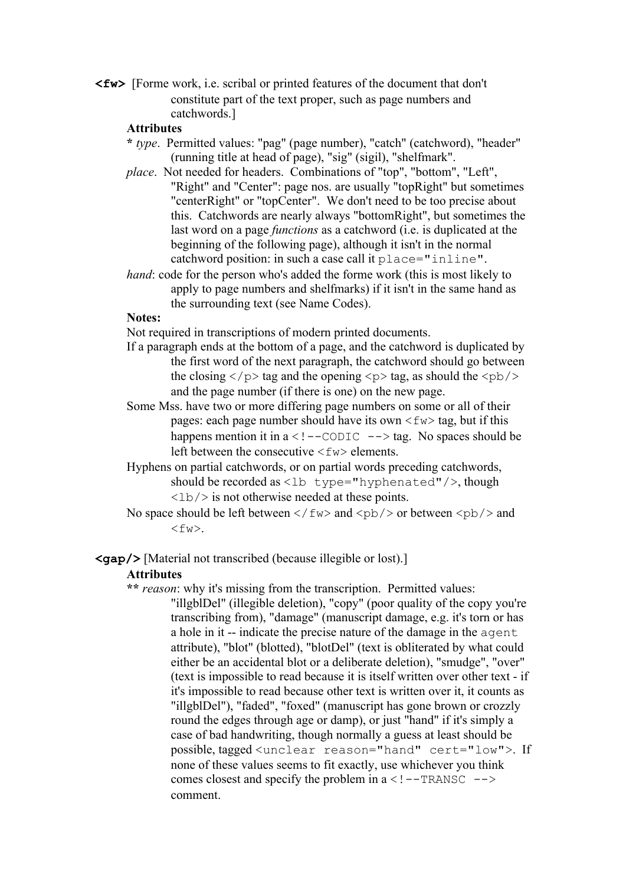**`<fw>`** [Forme work, i.e. scribal or printed features of the document that don't constitute part of the text proper, such as page numbers and catchwords.]

**Attributes**

**\*** *type*. Permitted values: "pag" (page number), "catch" (catchword), "header" (running title at head of page), "sig" (sigil), "shelfmark".

*place*. Not needed for headers. Combinations of "top", "bottom", "Left", "Right" and "Center": page nos. are usually "topRight" but sometimes "centerRight" or "topCenter". We don't need to be too precise about this. Catchwords are nearly always "bottomRight", but sometimes the last word on a page *functions* as a catchword (i.e. is duplicated at the beginning of the following page), although it isn't in the normal catchword position: in such a case call it `place="inline"`.

*hand*: code for the person who's added the forme work (this is most likely to apply to page numbers and shelfmarks) if it isn't in the same hand as the surrounding text (see Name Codes).

**Notes:**

Not required in transcriptions of modern printed documents.

If a paragraph ends at the bottom of a page, and the catchword is duplicated by the first word of the next paragraph, the catchword should go between the closing `</p>` tag and the opening `<p>` tag, as should the `<pb/>` and the page number (if there is one) on the new page.

Some Mss. have two or more differing page numbers on some or all of their pages: each page number should have its own `<fw>` tag, but if this happens mention it in a `<!--CODIC -->` tag. No spaces should be left between the consecutive `<fw>` elements.

Hyphens on partial catchwords, or on partial words preceding catchwords, should be recorded as `<lb type="hyphenated"/>`, though `<lb/>` is not otherwise needed at these points.

No space should be left between `</fw>` and `<pb/>` or between `<pb/>` and `<fw>`.

**`<gap/>`** [Material not transcribed (because illegible or lost).]

**Attributes**

**\*\*** *reason*: why it's missing from the transcription. Permitted values: "illgblDel" (illegible deletion), "copy" (poor quality of the copy you're transcribing from), "damage" (manuscript damage, e.g. it's torn or has a hole in it -- indicate the precise nature of the damage in the `agent` attribute), "blot" (blotted), "blotDel" (text is obliterated by what could either be an accidental blot or a deliberate deletion), "smudge", "over" (text is impossible to read because it is itself written over other text - if it's impossible to read because other text is written over it, it counts as "illgblDel"), "faded", "foxed" (manuscript has gone brown or crozzly round the edges through age or damp), or just "hand" if it's simply a case of bad handwriting, though normally a guess at least should be possible, tagged `<unclear reason="hand" cert="low">`. If none of these values seems to fit exactly, use whichever you think comes closest and specify the problem in a `<!--TRANSC -->` comment.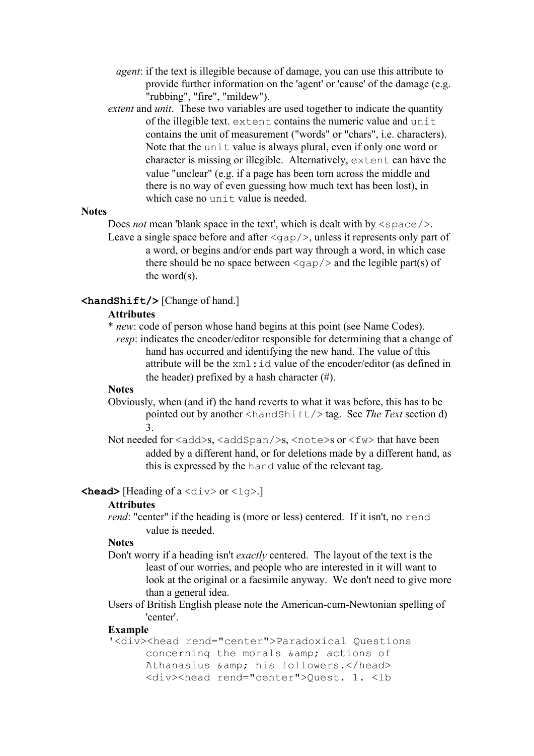*agent*: if the text is illegible because of damage, you can use this attribute to provide further information on the 'agent' or 'cause' of the damage (e.g. "rubbing", "fire", "mildew").

*extent* and *unit*. These two variables are used together to indicate the quantity of the illegible text. `extent` contains the numeric value and `unit` contains the unit of measurement ("words" or "chars", i.e. characters). Note that the `unit` value is always plural, even if only one word or character is missing or illegible. Alternatively, `extent` can have the value "unclear" (e.g. if a page has been torn across the middle and there is no way of even guessing how much text has been lost), in which case no `unit` value is needed.

**Notes**

Does *not* mean 'blank space in the text', which is dealt with by `<space/>`.

Leave a single space before and after `<gap/>`, unless it represents only part of a word, or begins and/or ends part way through a word, in which case there should be no space between `<gap/>` and the legible part(s) of the word(s).

**`<handShift/>`** [Change of hand.]

**Attributes**

\* *new*: code of person whose hand begins at this point (see Name Codes).

*resp*: indicates the encoder/editor responsible for determining that a change of hand has occurred and identifying the new hand. The value of this attribute will be the `xml:id` value of the encoder/editor (as defined in the header) prefixed by a hash character (#).

**Notes**

Obviously, when (and if) the hand reverts to what it was before, this has to be pointed out by another `<handShift/>` tag. See *The Text* section d) 3.

Not needed for `<add>`s, `<addSpan/>`s, `<note>`s or `<fw>` that have been added by a different hand, or for deletions made by a different hand, as this is expressed by the `hand` value of the relevant tag.

**`<head>`** [Heading of a `<div>` or `<lg>`.]

**Attributes**

*rend*: "center" if the heading is (more or less) centered. If it isn't, no `rend` value is needed.

**Notes**

Don't worry if a heading isn't *exactly* centered. The layout of the text is the least of our worries, and people who are interested in it will want to look at the original or a facsimile anyway. We don't need to give more than a general idea.

Users of British English please note the American-cum-Newtonian spelling of 'center'.

**Example**

```
'<div><head rend="center">Paradoxical Questions
      concerning the morals &amp; actions of
      Athanasius &amp; his followers.</head>
      <div><head rend="center">Quest. 1. <lb
```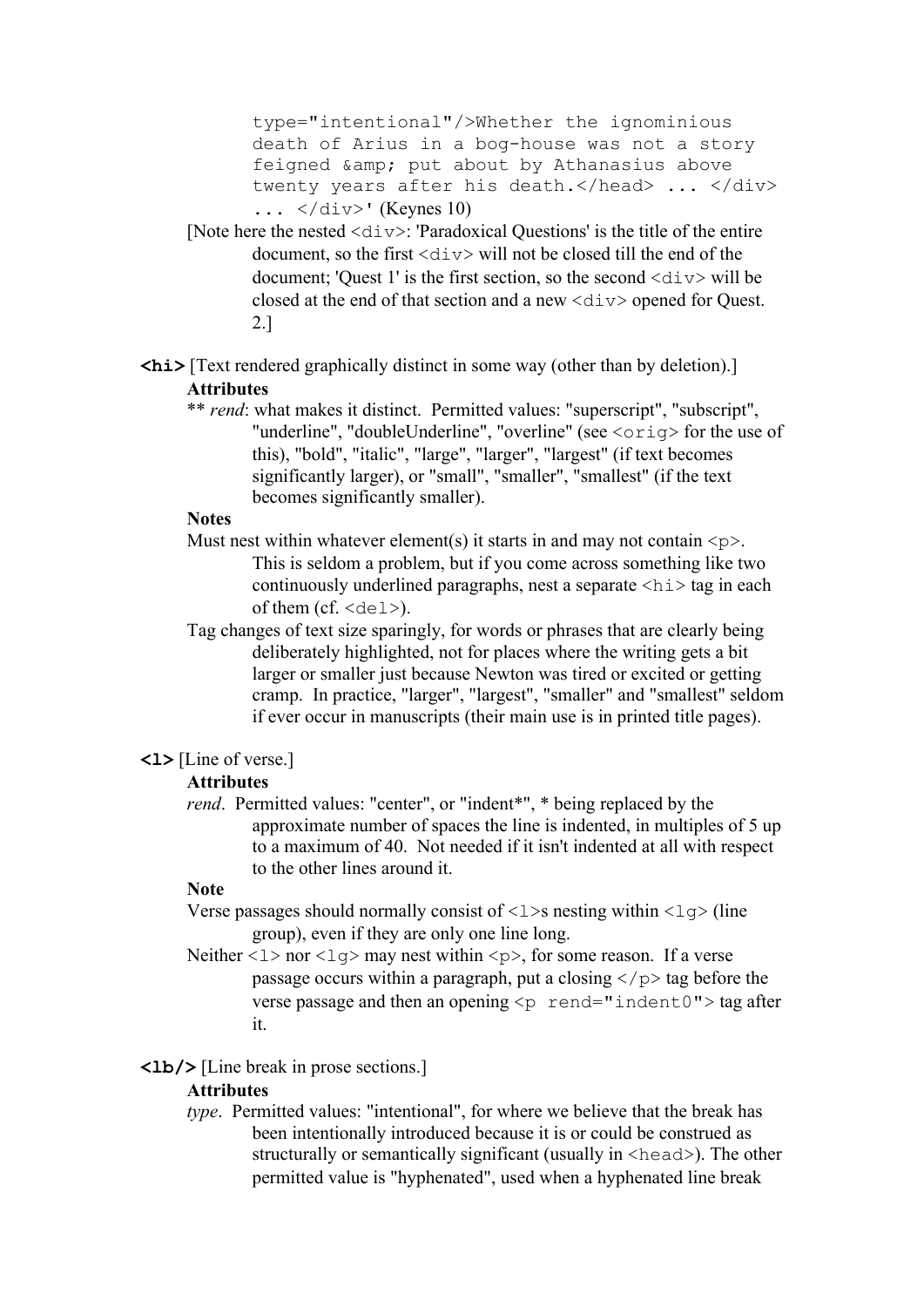`type="intentional"/>Whether the ignominious death of Arius in a bog-house was not a story feigned &amp; put about by Athanasius above twenty years after his death.</head> ... </div> ... </div>`' (Keynes 10)

[Note here the nested `<div>`: 'Paradoxical Questions' is the title of the entire document, so the first `<div>` will not be closed till the end of the document; 'Quest 1' is the first section, so the second `<div>` will be closed at the end of that section and a new `<div>` opened for Quest. 2.]

**`<hi>`** [Text rendered graphically distinct in some way (other than by deletion).]

**Attributes**

** *rend*: what makes it distinct. Permitted values: "superscript", "subscript", "underline", "doubleUnderline", "overline" (see `<orig>` for the use of this), "bold", "italic", "large", "larger", "largest" (if text becomes significantly larger), or "small", "smaller", "smallest" (if the text becomes significantly smaller).

**Notes**

Must nest within whatever element(s) it starts in and may not contain `<p>`. This is seldom a problem, but if you come across something like two continuously underlined paragraphs, nest a separate `<hi>` tag in each of them (cf. `<del>`).

Tag changes of text size sparingly, for words or phrases that are clearly being deliberately highlighted, not for places where the writing gets a bit larger or smaller just because Newton was tired or excited or getting cramp. In practice, "larger", "largest", "smaller" and "smallest" seldom if ever occur in manuscripts (their main use is in printed title pages).

**`<l>`** [Line of verse.]

**Attributes**

*rend*. Permitted values: "center", or "indent*", * being replaced by the approximate number of spaces the line is indented, in multiples of 5 up to a maximum of 40. Not needed if it isn't indented at all with respect to the other lines around it.

**Note**

Verse passages should normally consist of `<l>`s nesting within `<lg>` (line group), even if they are only one line long.

Neither `<l>` nor `<lg>` may nest within `<p>`, for some reason. If a verse passage occurs within a paragraph, put a closing `</p>` tag before the verse passage and then an opening `<p rend="indent0">` tag after it.

**`<lb/>`** [Line break in prose sections.]

**Attributes**

*type*. Permitted values: "intentional", for where we believe that the break has been intentionally introduced because it is or could be construed as structurally or semantically significant (usually in `<head>`). The other permitted value is "hyphenated", used when a hyphenated line break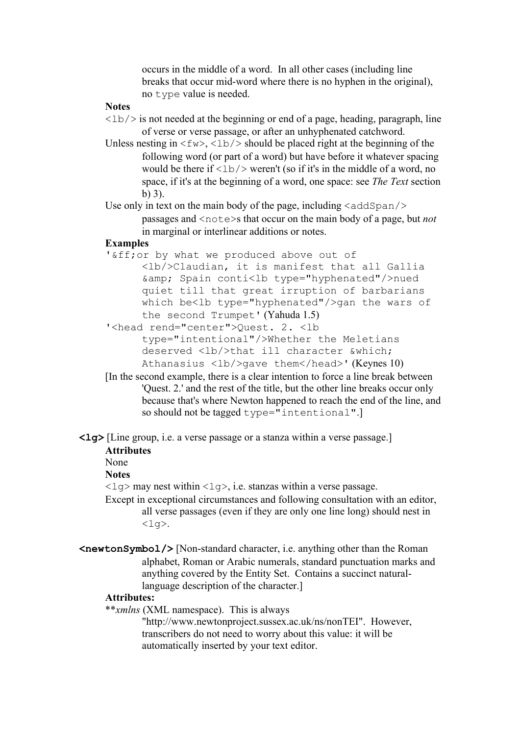occurs in the middle of a word. In all other cases (including line breaks that occur mid-word where there is no hyphen in the original), no `type` value is needed.

**Notes**

`<lb/>` is not needed at the beginning or end of a page, heading, paragraph, line of verse or verse passage, or after an unhyphenated catchword.

Unless nesting in `<fw>`, `<lb/>` should be placed right at the beginning of the following word (or part of a word) but have before it whatever spacing would be there if `<lb/>` weren't (so if it's in the middle of a word, no space, if it's at the beginning of a word, one space: see *The Text* section b) 3).

Use only in text on the main body of the page, including `<addSpan/>` passages and `<note>`s that occur on the main body of a page, but *not* in marginal or interlinear additions or notes.

**Examples**

`'&ff;or by what we produced above out of <lb/>Claudian, it is manifest that all Gallia &amp; Spain conti<lb type="hyphenated"/>nued quiet till that great irruption of barbarians which be<lb type="hyphenated"/>gan the wars of the second Trumpet'` (Yahuda 1.5)

`'<head rend="center">Quest. 2. <lb type="intentional"/>Whether the Meletians deserved <lb/>that ill character &which; Athanasius <lb/>gave them</head>'` (Keynes 10)

[In the second example, there is a clear intention to force a line break between 'Quest. 2.' and the rest of the title, but the other line breaks occur only because that's where Newton happened to reach the end of the line, and so should not be tagged `type="intentional"`.]

**`<lg>`** [Line group, i.e. a verse passage or a stanza within a verse passage.]

**Attributes**

None

**Notes**

`<lg>` may nest within `<lg>`, i.e. stanzas within a verse passage.

Except in exceptional circumstances and following consultation with an editor, all verse passages (even if they are only one line long) should nest in `<lg>`.

**`<newtonSymbol/>`** [Non-standard character, i.e. anything other than the Roman alphabet, Roman or Arabic numerals, standard punctuation marks and anything covered by the Entity Set. Contains a succinct natural-language description of the character.]

**Attributes:**

***xmlns* (XML namespace). This is always "http://www.newtonproject.sussex.ac.uk/ns/nonTEI". However, transcribers do not need to worry about this value: it will be automatically inserted by your text editor.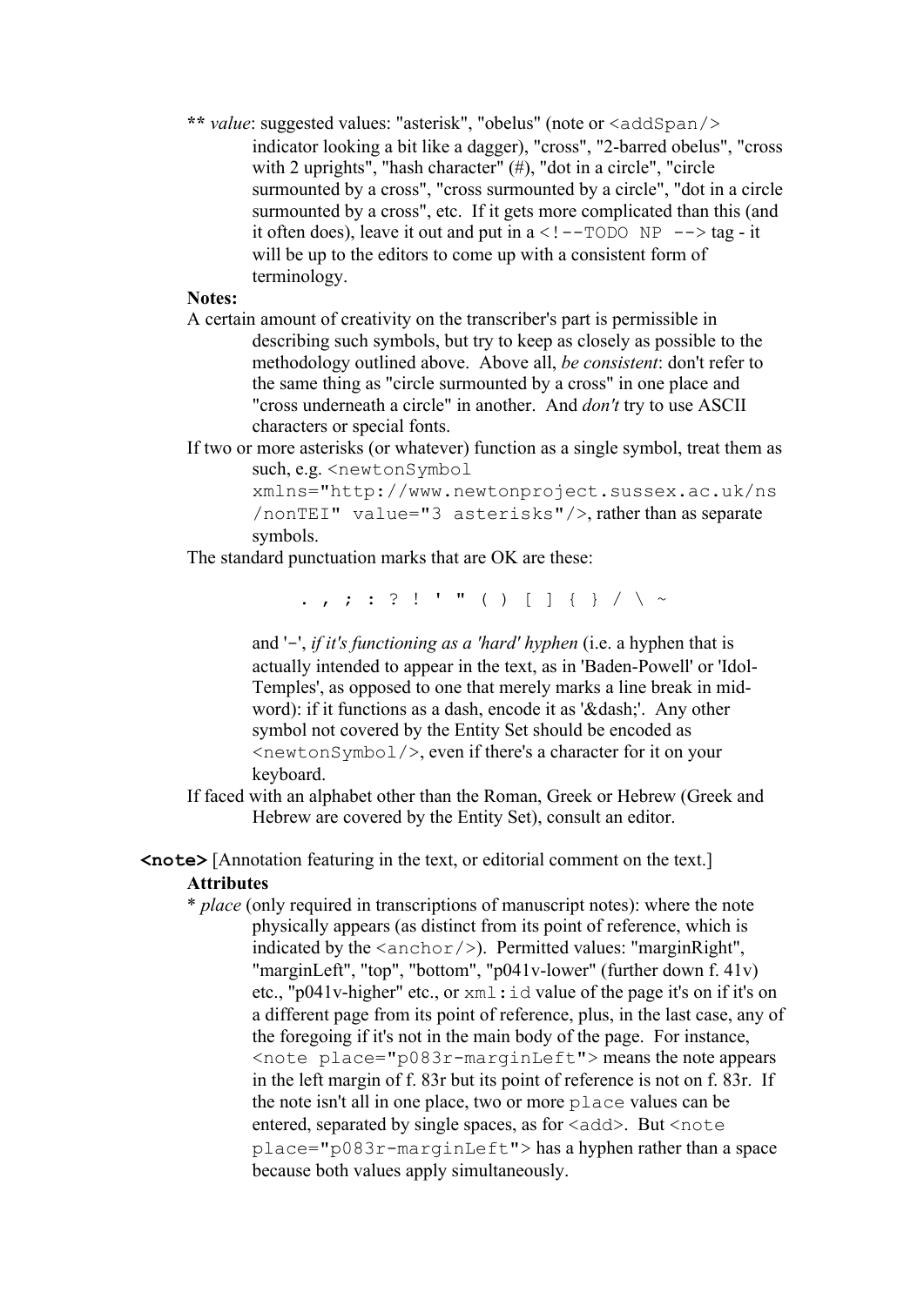** *value*: suggested values: "asterisk", "obelus" (note or `<addSpan/>` indicator looking a bit like a dagger), "cross", "2-barred obelus", "cross with 2 uprights", "hash character" (#), "dot in a circle", "circle surmounted by a cross", "cross surmounted by a circle", "dot in a circle surmounted by a cross", etc. If it gets more complicated than this (and it often does), leave it out and put in a `<!--TODO NP -->` tag - it will be up to the editors to come up with a consistent form of terminology.

**Notes:**

A certain amount of creativity on the transcriber's part is permissible in describing such symbols, but try to keep as closely as possible to the methodology outlined above. Above all, *be consistent*: don't refer to the same thing as "circle surmounted by a cross" in one place and "cross underneath a circle" in another. And *don't* try to use ASCII characters or special fonts.

If two or more asterisks (or whatever) function as a single symbol, treat them as such, e.g. `<newtonSymbol xmlns="http://www.newtonproject.sussex.ac.uk/ns/nonTEI" value="3 asterisks"/>`, rather than as separate symbols.

The standard punctuation marks that are OK are these:

```
. , ; : ? ! ' " ( ) [ ] { } / \ ~
```

and '-', *if it's functioning as a 'hard' hyphen* (i.e. a hyphen that is actually intended to appear in the text, as in 'Baden-Powell' or 'Idol-Temples', as opposed to one that merely marks a line break in mid-word): if it functions as a dash, encode it as '&dash;'. Any other symbol not covered by the Entity Set should be encoded as `<newtonSymbol/>`, even if there's a character for it on your keyboard.

If faced with an alphabet other than the Roman, Greek or Hebrew (Greek and Hebrew are covered by the Entity Set), consult an editor.

**`<note>`** [Annotation featuring in the text, or editorial comment on the text.]

**Attributes**

* *place* (only required in transcriptions of manuscript notes): where the note physically appears (as distinct from its point of reference, which is indicated by the `<anchor/>`). Permitted values: "marginRight", "marginLeft", "top", "bottom", "p041v-lower" (further down f. 41v) etc., "p041v-higher" etc., or `xml:id` value of the page it's on if it's on a different page from its point of reference, plus, in the last case, any of the foregoing if it's not in the main body of the page. For instance, `<note place="p083r-marginLeft">` means the note appears in the left margin of f. 83r but its point of reference is not on f. 83r. If the note isn't all in one place, two or more `place` values can be entered, separated by single spaces, as for `<add>`. But `<note place="p083r-marginLeft">` has a hyphen rather than a space because both values apply simultaneously.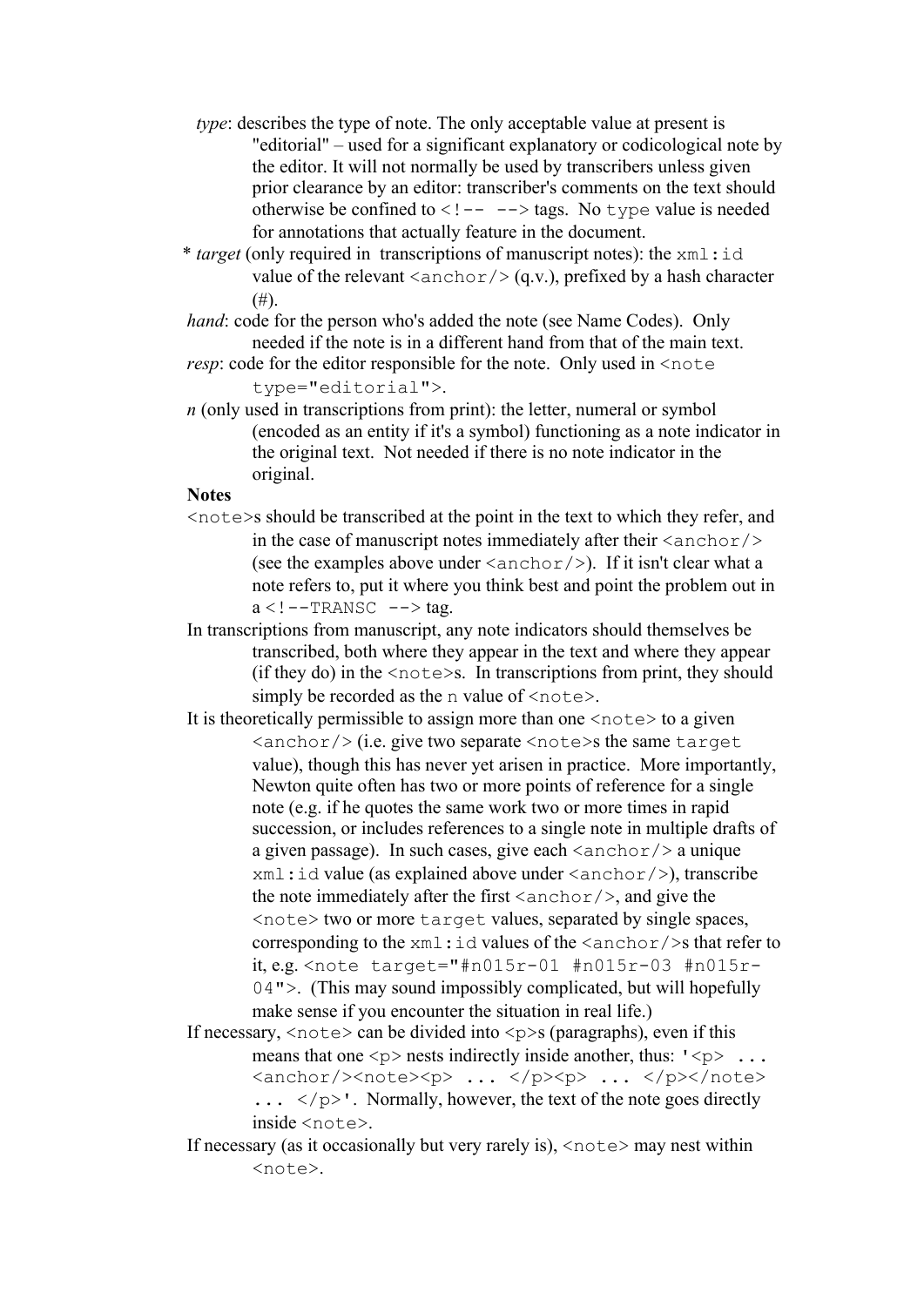*type*: describes the type of note. The only acceptable value at present is "editorial" – used for a significant explanatory or codicological note by the editor. It will not normally be used by transcribers unless given prior clearance by an editor: transcriber's comments on the text should otherwise be confined to `<!-- -->` tags. No `type` value is needed for annotations that actually feature in the document.

\* *target* (only required in transcriptions of manuscript notes): the `xml:id` value of the relevant `<anchor/>` (q.v.), prefixed by a hash character (#).

*hand*: code for the person who's added the note (see Name Codes). Only needed if the note is in a different hand from that of the main text.

*resp*: code for the editor responsible for the note. Only used in `<note type="editorial">`.

*n* (only used in transcriptions from print): the letter, numeral or symbol (encoded as an entity if it's a symbol) functioning as a note indicator in the original text. Not needed if there is no note indicator in the original.

**Notes**

`<note>`s should be transcribed at the point in the text to which they refer, and in the case of manuscript notes immediately after their `<anchor/>` (see the examples above under `<anchor/>`). If it isn't clear what a note refers to, put it where you think best and point the problem out in a `<!--TRANSC -->` tag.

In transcriptions from manuscript, any note indicators should themselves be transcribed, both where they appear in the text and where they appear (if they do) in the `<note>`s. In transcriptions from print, they should simply be recorded as the `n` value of `<note>`.

It is theoretically permissible to assign more than one `<note>` to a given `<anchor/>` (i.e. give two separate `<note>`s the same `target` value), though this has never yet arisen in practice. More importantly, Newton quite often has two or more points of reference for a single note (e.g. if he quotes the same work two or more times in rapid succession, or includes references to a single note in multiple drafts of a given passage). In such cases, give each `<anchor/>` a unique `xml:id` value (as explained above under `<anchor/>`), transcribe the note immediately after the first `<anchor/>`, and give the `<note>` two or more `target` values, separated by single spaces, corresponding to the `xml:id` values of the `<anchor/>`s that refer to it, e.g. `<note target="#n015r-01 #n015r-03 #n015r-04">`. (This may sound impossibly complicated, but will hopefully make sense if you encounter the situation in real life.)

If necessary, `<note>` can be divided into `<p>`s (paragraphs), even if this means that one `<p>` nests indirectly inside another, thus: `'<p> ... <anchor/><note><p> ... </p><p> ... </p></note> ... </p>'`. Normally, however, the text of the note goes directly inside `<note>`.

If necessary (as it occasionally but very rarely is), `<note>` may nest within `<note>`.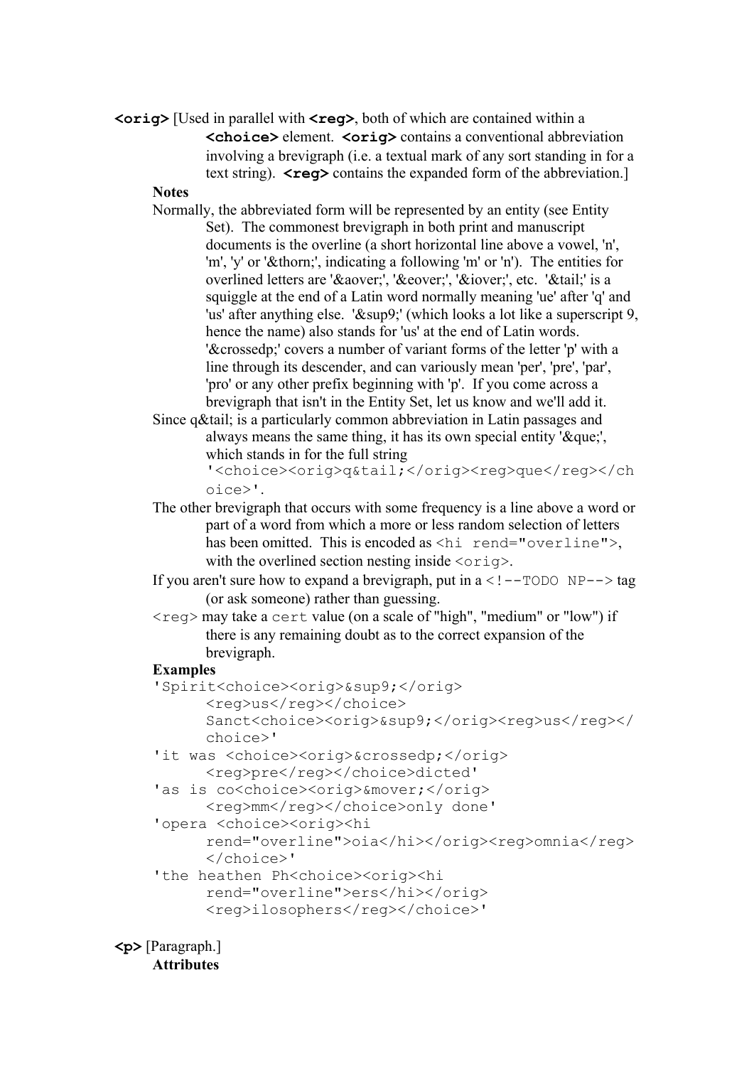**<orig>** [Used in parallel with **<reg>**, both of which are contained within a **<choice>** element. **<orig>** contains a conventional abbreviation involving a brevigraph (i.e. a textual mark of any sort standing in for a text string). **<reg>** contains the expanded form of the abbreviation.]

**Notes**

Normally, the abbreviated form will be represented by an entity (see Entity Set). The commonest brevigraph in both print and manuscript documents is the overline (a short horizontal line above a vowel, 'n', 'm', 'y' or '&thorn;', indicating a following 'm' or 'n'). The entities for overlined letters are '&aover;', '&eover;', '&iover;', etc. '&tail;' is a squiggle at the end of a Latin word normally meaning 'ue' after 'q' and 'us' after anything else. '&sup9;' (which looks a lot like a superscript 9, hence the name) also stands for 'us' at the end of Latin words. '&crossedp;' covers a number of variant forms of the letter 'p' with a line through its descender, and can variously mean 'per', 'pre', 'par', 'pro' or any other prefix beginning with 'p'. If you come across a brevigraph that isn't in the Entity Set, let us know and we'll add it.

Since q&tail; is a particularly common abbreviation in Latin passages and always means the same thing, it has its own special entity '&que;', which stands in for the full string `'<choice><orig>q&tail;</orig><reg>que</reg></choice>'`.

The other brevigraph that occurs with some frequency is a line above a word or part of a word from which a more or less random selection of letters has been omitted. This is encoded as `<hi rend="overline">`, with the overlined section nesting inside `<orig>`.

If you aren't sure how to expand a brevigraph, put in a `<!--TODO NP-->` tag (or ask someone) rather than guessing.

`<reg>` may take a `cert` value (on a scale of "high", "medium" or "low") if there is any remaining doubt as to the correct expansion of the brevigraph.

**Examples**

```
'Spirit<choice><orig>&sup9;</orig>
    <reg>us</reg></choice>
    Sanct<choice><orig>&sup9;</orig><reg>us</reg></choice>'
'it was <choice><orig>&crossedp;</orig>
    <reg>pre</reg></choice>dicted'
'as is co<choice><orig>&mover;</orig>
    <reg>mm</reg></choice>only done'
'opera <choice><orig><hi
    rend="overline">oia</hi></orig><reg>omnia</reg>
    </choice>'
'the heathen Ph<choice><orig><hi
    rend="overline">ers</hi></orig>
    <reg>ilosophers</reg></choice>'
```

**<p>** [Paragraph.]

**Attributes**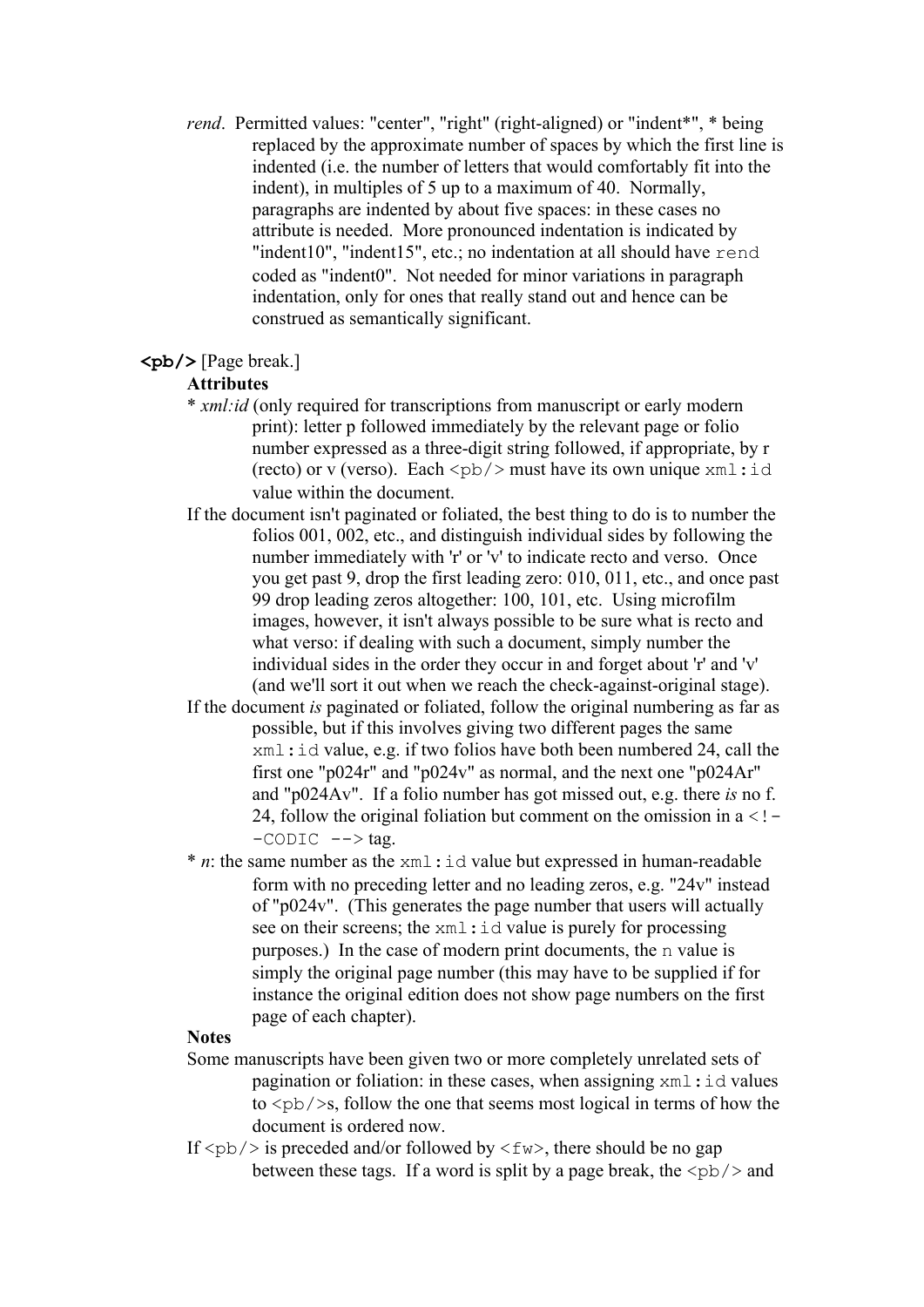*rend*. Permitted values: "center", "right" (right-aligned) or "indent*", * being replaced by the approximate number of spaces by which the first line is indented (i.e. the number of letters that would comfortably fit into the indent), in multiples of 5 up to a maximum of 40. Normally, paragraphs are indented by about five spaces: in these cases no attribute is needed. More pronounced indentation is indicated by "indent10", "indent15", etc.; no indentation at all should have `rend` coded as "indent0". Not needed for minor variations in paragraph indentation, only for ones that really stand out and hence can be construed as semantically significant.

**`<pb/>`** [Page break.]

**Attributes**

* *xml:id* (only required for transcriptions from manuscript or early modern print): letter p followed immediately by the relevant page or folio number expressed as a three-digit string followed, if appropriate, by r (recto) or v (verso). Each `<pb/>` must have its own unique `xml:id` value within the document.

If the document isn't paginated or foliated, the best thing to do is to number the folios 001, 002, etc., and distinguish individual sides by following the number immediately with 'r' or 'v' to indicate recto and verso. Once you get past 9, drop the first leading zero: 010, 011, etc., and once past 99 drop leading zeros altogether: 100, 101, etc. Using microfilm images, however, it isn't always possible to be sure what is recto and what verso: if dealing with such a document, simply number the individual sides in the order they occur in and forget about 'r' and 'v' (and we'll sort it out when we reach the check-against-original stage).

If the document *is* paginated or foliated, follow the original numbering as far as possible, but if this involves giving two different pages the same `xml:id` value, e.g. if two folios have both been numbered 24, call the first one "p024r" and "p024v" as normal, and the next one "p024Ar" and "p024Av". If a folio number has got missed out, e.g. there *is* no f. 24, follow the original foliation but comment on the omission in a `<!--CODIC -->` tag.

* *n*: the same number as the `xml:id` value but expressed in human-readable form with no preceding letter and no leading zeros, e.g. "24v" instead of "p024v". (This generates the page number that users will actually see on their screens; the `xml:id` value is purely for processing purposes.) In the case of modern print documents, the `n` value is simply the original page number (this may have to be supplied if for instance the original edition does not show page numbers on the first page of each chapter).

**Notes**

Some manuscripts have been given two or more completely unrelated sets of pagination or foliation: in these cases, when assigning `xml:id` values to `<pb/>`s, follow the one that seems most logical in terms of how the document is ordered now.

If `<pb/>` is preceded and/or followed by `<fw>`, there should be no gap between these tags. If a word is split by a page break, the `<pb/>` and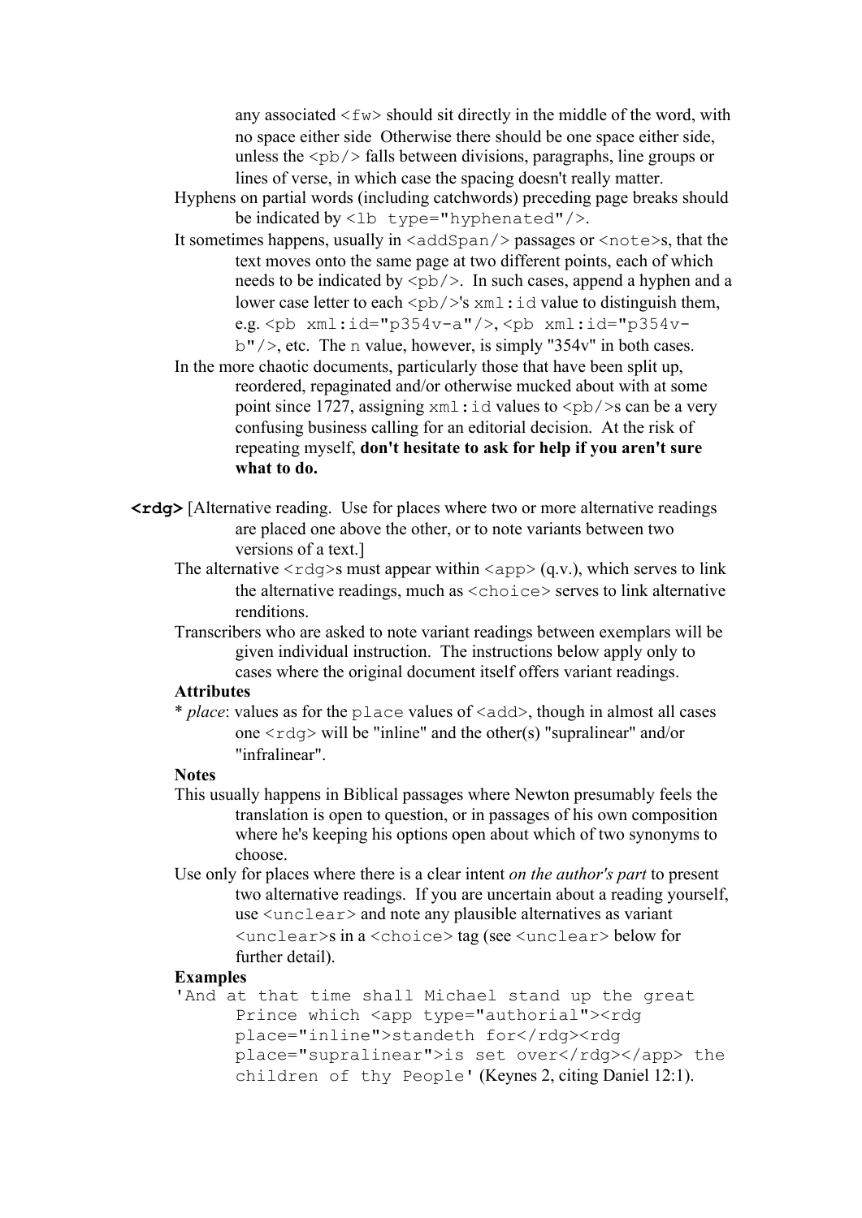any associated `<fw>` should sit directly in the middle of the word, with no space either side Otherwise there should be one space either side, unless the `<pb/>` falls between divisions, paragraphs, line groups or lines of verse, in which case the spacing doesn't really matter.

Hyphens on partial words (including catchwords) preceding page breaks should be indicated by `<lb type="hyphenated"/>`.

It sometimes happens, usually in `<addSpan/>` passages or `<note>`s, that the text moves onto the same page at two different points, each of which needs to be indicated by `<pb/>`. In such cases, append a hyphen and a lower case letter to each `<pb/>`'s `xml:id` value to distinguish them, e.g. `<pb xml:id="p354v-a"/>`, `<pb xml:id="p354v-b"/>`, etc. The `n` value, however, is simply "354v" in both cases.

In the more chaotic documents, particularly those that have been split up, reordered, repaginated and/or otherwise mucked about with at some point since 1727, assigning `xml:id` values to `<pb/>`s can be a very confusing business calling for an editorial decision. At the risk of repeating myself, **don't hesitate to ask for help if you aren't sure what to do.**

**`<rdg>`** [Alternative reading. Use for places where two or more alternative readings are placed one above the other, or to note variants between two versions of a text.]

The alternative `<rdg>`s must appear within `<app>` (q.v.), which serves to link the alternative readings, much as `<choice>` serves to link alternative renditions.

Transcribers who are asked to note variant readings between exemplars will be given individual instruction. The instructions below apply only to cases where the original document itself offers variant readings.

**Attributes**

* *place*: values as for the `place` values of `<add>`, though in almost all cases one `<rdg>` will be "inline" and the other(s) "supralinear" and/or "infralinear".

**Notes**

This usually happens in Biblical passages where Newton presumably feels the translation is open to question, or in passages of his own composition where he's keeping his options open about which of two synonyms to choose.

Use only for places where there is a clear intent *on the author's part* to present two alternative readings. If you are uncertain about a reading yourself, use `<unclear>` and note any plausible alternatives as variant `<unclear>`s in a `<choice>` tag (see `<unclear>` below for further detail).

**Examples**

`'And at that time shall Michael stand up the great Prince which <app type="authorial"><rdg place="inline">standeth for</rdg><rdg place="supralinear">is set over</rdg></app> the children of thy People'` (Keynes 2, citing Daniel 12:1).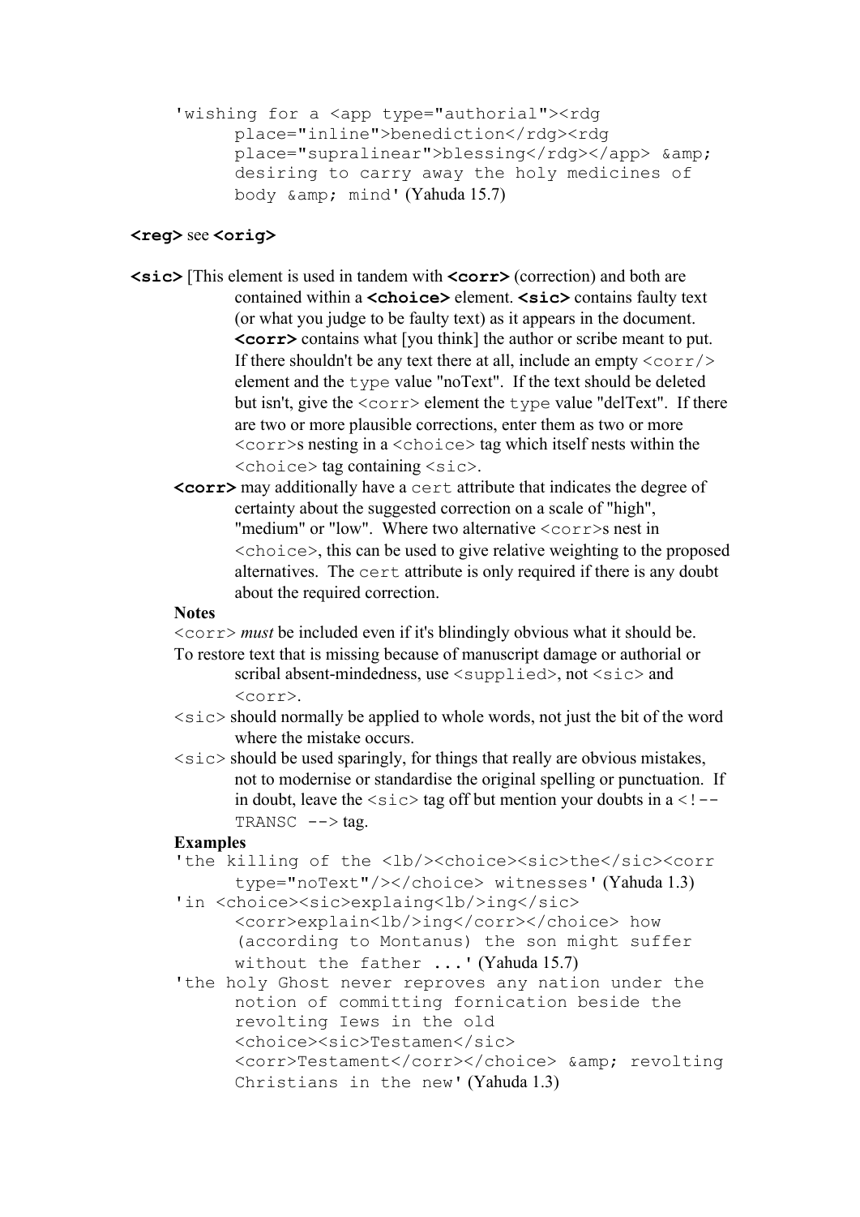'wishing for a <app type="authorial"><rdg place="inline">benediction</rdg><rdg place="supralinear">blessing</rdg></app> &amp; desiring to carry away the holy medicines of body &amp; mind' (Yahuda 15.7)

**<reg>** see **<orig>**

**<sic>** [This element is used in tandem with **<corr>** (correction) and both are contained within a **<choice>** element. **<sic>** contains faulty text (or what you judge to be faulty text) as it appears in the document. **<corr>** contains what [you think] the author or scribe meant to put. If there shouldn't be any text there at all, include an empty `<corr/>` element and the `type` value "noText". If the text should be deleted but isn't, give the `<corr>` element the `type` value "delText". If there are two or more plausible corrections, enter them as two or more `<corr>`s nesting in a `<choice>` tag which itself nests within the `<choice>` tag containing `<sic>`.

**<corr>** may additionally have a `cert` attribute that indicates the degree of certainty about the suggested correction on a scale of "high", "medium" or "low". Where two alternative `<corr>`s nest in `<choice>`, this can be used to give relative weighting to the proposed alternatives. The `cert` attribute is only required if there is any doubt about the required correction.

**Notes**

`<corr>` *must* be included even if it's blindingly obvious what it should be.

To restore text that is missing because of manuscript damage or authorial or scribal absent-mindedness, use `<supplied>`, not `<sic>` and `<corr>`.

`<sic>` should normally be applied to whole words, not just the bit of the word where the mistake occurs.

`<sic>` should be used sparingly, for things that really are obvious mistakes, not to modernise or standardise the original spelling or punctuation. If in doubt, leave the `<sic>` tag off but mention your doubts in a `<!-- TRANSC -->` tag.

**Examples**

'the killing of the <lb/><choice><sic>the</sic><corr type="noText"/></choice> witnesses' (Yahuda 1.3)

'in <choice><sic>explaing<lb/>ing</sic> <corr>explain<lb/>ing</corr></choice> how (according to Montanus) the son might suffer without the father ...' (Yahuda 15.7)

'the holy Ghost never reproves any nation under the notion of committing fornication beside the revolting Iews in the old <choice><sic>Testamen</sic> <corr>Testament</corr></choice> &amp; revolting Christians in the new' (Yahuda 1.3)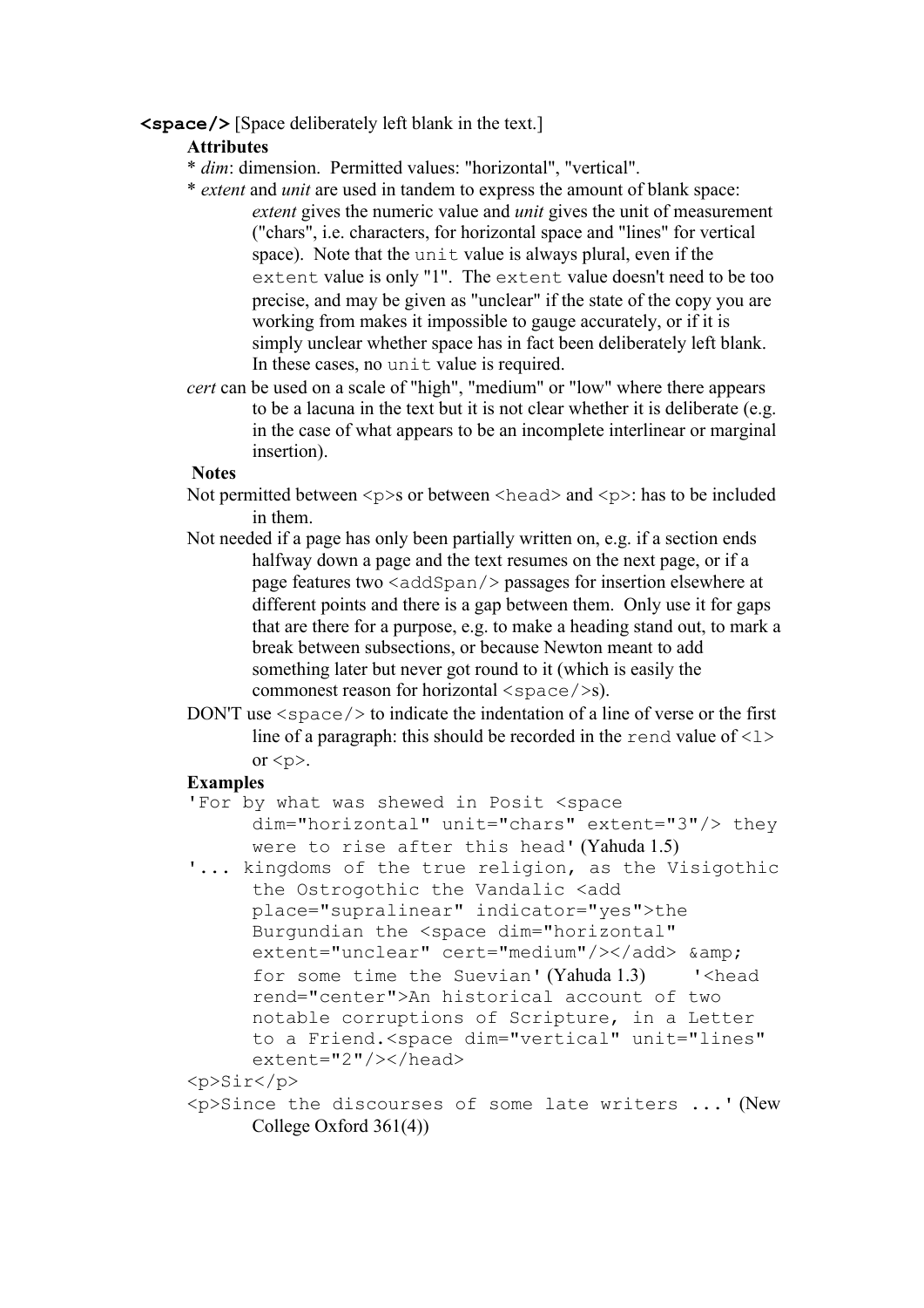**`<space/>`** [Space deliberately left blank in the text.]

**Attributes**

* *dim*: dimension. Permitted values: "horizontal", "vertical".

* *extent* and *unit* are used in tandem to express the amount of blank space: *extent* gives the numeric value and *unit* gives the unit of measurement ("chars", i.e. characters, for horizontal space and "lines" for vertical space). Note that the `unit` value is always plural, even if the `extent` value is only "1". The `extent` value doesn't need to be too precise, and may be given as "unclear" if the state of the copy you are working from makes it impossible to gauge accurately, or if it is simply unclear whether space has in fact been deliberately left blank. In these cases, no `unit` value is required.

*cert* can be used on a scale of "high", "medium" or "low" where there appears to be a lacuna in the text but it is not clear whether it is deliberate (e.g. in the case of what appears to be an incomplete interlinear or marginal insertion).

**Notes**

Not permitted between `<p>`s or between `<head>` and `<p>`: has to be included in them.

Not needed if a page has only been partially written on, e.g. if a section ends halfway down a page and the text resumes on the next page, or if a page features two `<addSpan/>` passages for insertion elsewhere at different points and there is a gap between them. Only use it for gaps that are there for a purpose, e.g. to make a heading stand out, to mark a break between subsections, or because Newton meant to add something later but never got round to it (which is easily the commonest reason for horizontal `<space/>`s).

DON'T use `<space/>` to indicate the indentation of a line of verse or the first line of a paragraph: this should be recorded in the `rend` value of `<l>` or `<p>`.

**Examples**

`'For by what was shewed in Posit <space dim="horizontal" unit="chars" extent="3"/> they were to rise after this head'` (Yahuda 1.5)

`'... kingdoms of the true religion, as the Visigothic the Ostrogothic the Vandalic <add place="supralinear" indicator="yes">the Burgundian the <space dim="horizontal" extent="unclear" cert="medium"/></add> &amp; for some time the Suevian'` (Yahuda 1.3)

`'<head rend="center">An historical account of two notable corruptions of Scripture, in a Letter to a Friend.<space dim="vertical" unit="lines" extent="2"/></head>`

`<p>Sir</p>`

`<p>Since the discourses of some late writers ...'` (New College Oxford 361(4))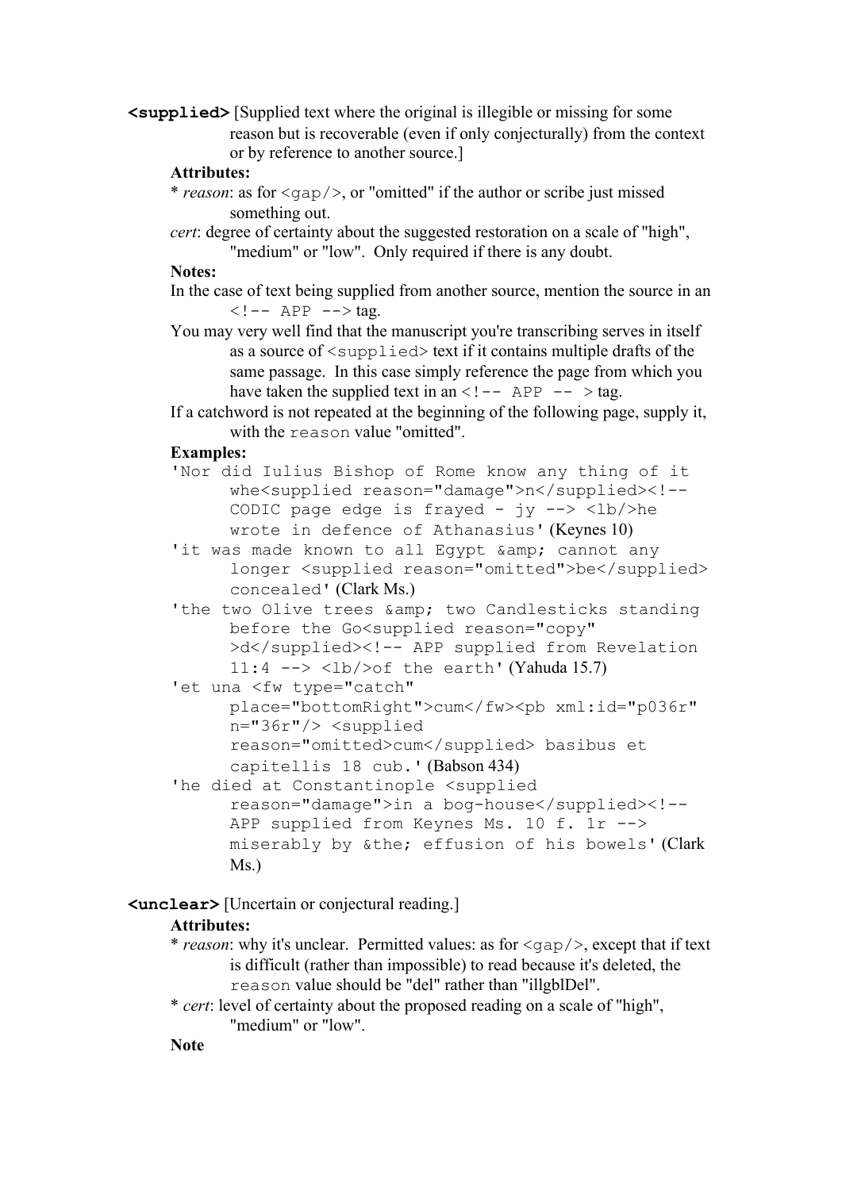**`<supplied>`** [Supplied text where the original is illegible or missing for some reason but is recoverable (even if only conjecturally) from the context or by reference to another source.]

**Attributes:**

\* *reason*: as for `<gap/>`, or "omitted" if the author or scribe just missed something out.

*cert*: degree of certainty about the suggested restoration on a scale of "high", "medium" or "low". Only required if there is any doubt.

**Notes:**

In the case of text being supplied from another source, mention the source in an `<!-- APP -->` tag.

You may very well find that the manuscript you're transcribing serves in itself as a source of `<supplied>` text if it contains multiple drafts of the same passage. In this case simply reference the page from which you have taken the supplied text in an `<!-- APP -- >` tag.

If a catchword is not repeated at the beginning of the following page, supply it, with the `reason` value "omitted".

**Examples:**

`'Nor did Iulius Bishop of Rome know any thing of it whe<supplied reason="damage">n</supplied><!-- CODIC page edge is frayed - jy --> <lb/>he wrote in defence of Athanasius'` (Keynes 10)

`'it was made known to all Egypt &amp; cannot any longer <supplied reason="omitted">be</supplied> concealed'` (Clark Ms.)

`'the two Olive trees &amp; two Candlesticks standing before the Go<supplied reason="copy" >d</supplied><!-- APP supplied from Revelation 11:4 --> <lb/>of the earth'` (Yahuda 15.7)

`'et una <fw type="catch" place="bottomRight">cum</fw><pb xml:id="p036r" n="36r"/> <supplied reason="omitted>cum</supplied> basibus et capitellis 18 cub.'` (Babson 434)

`'he died at Constantinople <supplied reason="damage">in a bog-house</supplied><!-- APP supplied from Keynes Ms. 10 f. 1r --> miserably by &the; effusion of his bowels'` (Clark Ms.)

**`<unclear>`** [Uncertain or conjectural reading.]

**Attributes:**

\* *reason*: why it's unclear. Permitted values: as for `<gap/>`, except that if text is difficult (rather than impossible) to read because it's deleted, the `reason` value should be "del" rather than "illgblDel".

\* *cert*: level of certainty about the proposed reading on a scale of "high", "medium" or "low".

**Note**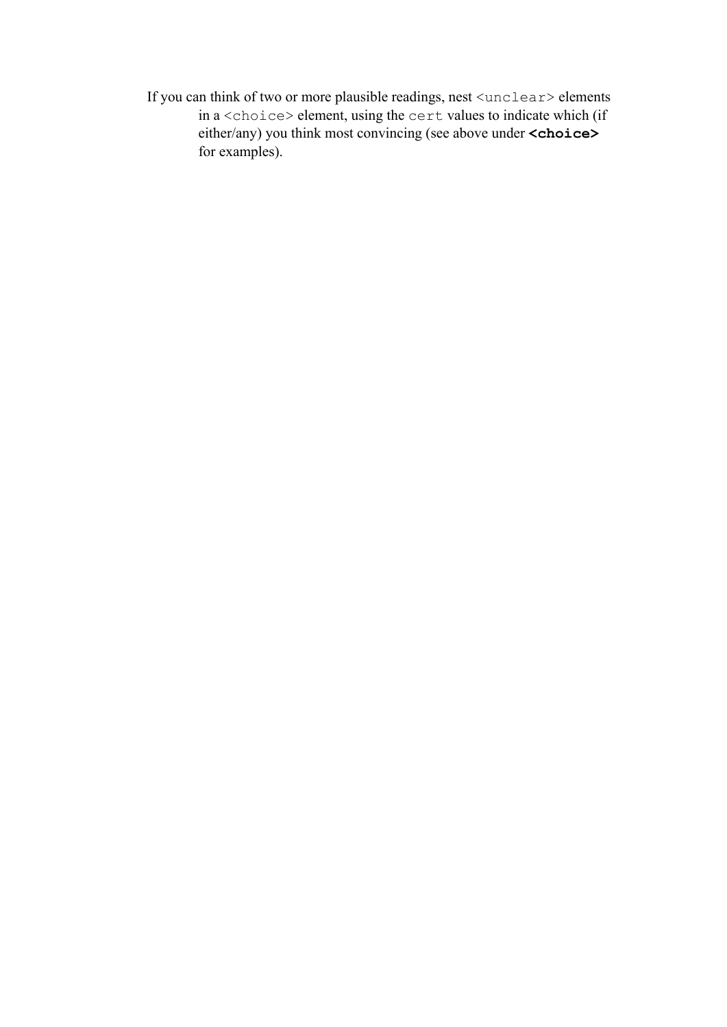If you can think of two or more plausible readings, nest `<unclear>` elements in a `<choice>` element, using the `cert` values to indicate which (if either/any) you think most convincing (see above under **`<choice>`** for examples).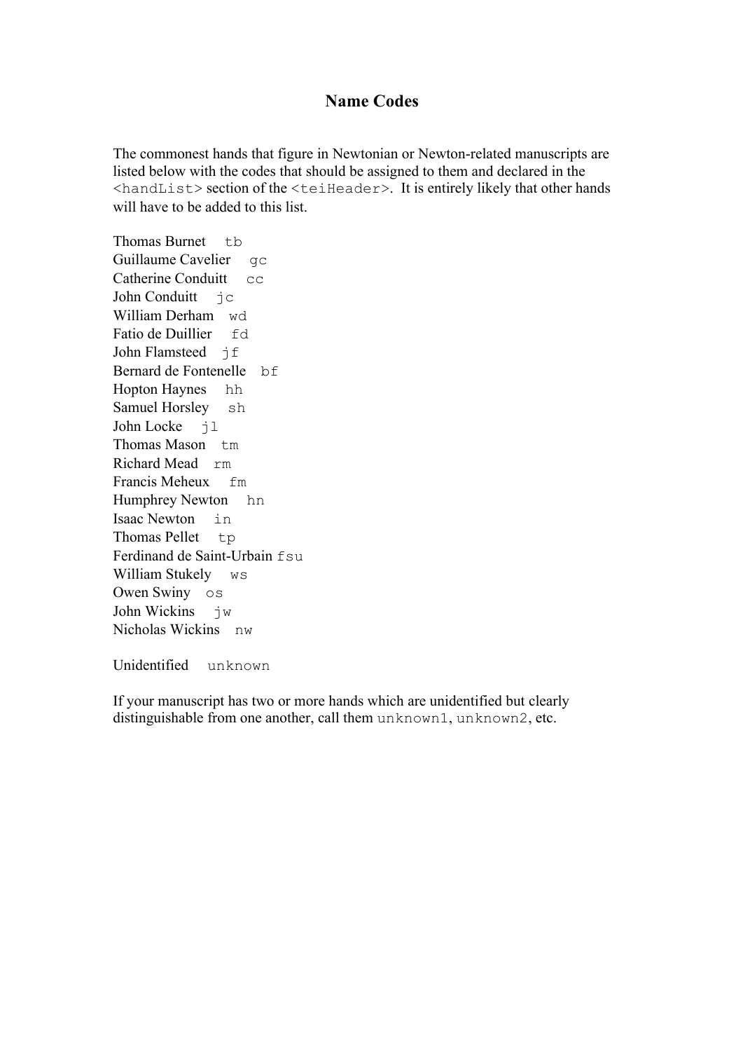# Name Codes

The commonest hands that figure in Newtonian or Newton-related manuscripts are listed below with the codes that should be assigned to them and declared in the `<handList>` section of the `<teiHeader>`. It is entirely likely that other hands will have to be added to this list.

Thomas Burnet `tb`  
Guillaume Cavelier `gc`  
Catherine Conduitt `cc`  
John Conduitt `jc`  
William Derham `wd`  
Fatio de Duillier `fd`  
John Flamsteed `jf`  
Bernard de Fontenelle `bf`  
Hopton Haynes `hh`  
Samuel Horsley `sh`  
John Locke `jl`  
Thomas Mason `tm`  
Richard Mead `rm`  
Francis Meheux `fm`  
Humphrey Newton `hn`  
Isaac Newton `in`  
Thomas Pellet `tp`  
Ferdinand de Saint-Urbain `fsu`  
William Stukely `ws`  
Owen Swiny `os`  
John Wickins `jw`  
Nicholas Wickins `nw`

Unidentified `unknown`

If your manuscript has two or more hands which are unidentified but clearly distinguishable from one another, call them `unknown1`, `unknown2`, etc.